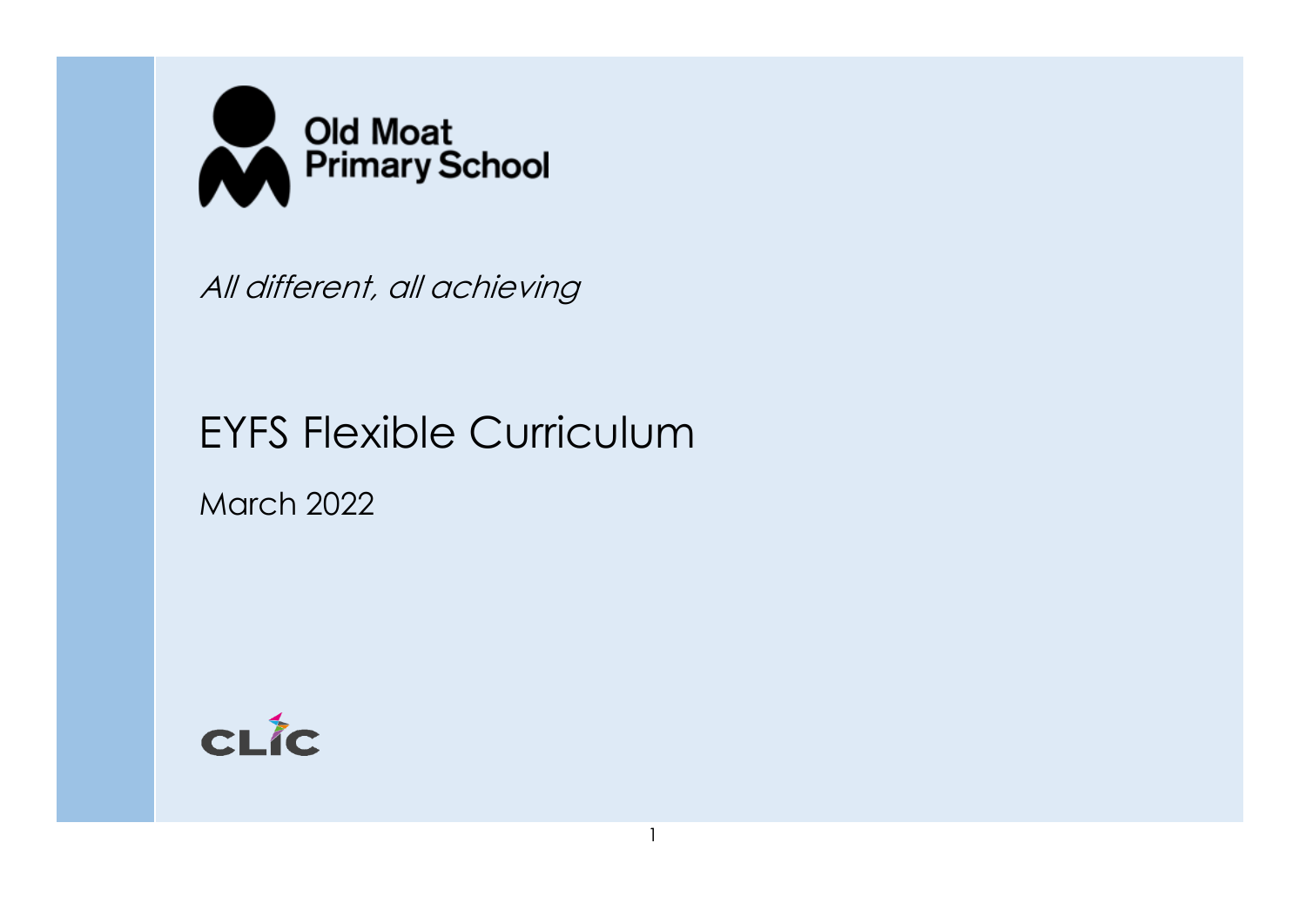Old Moat Primary School

*All different, all achieving*

# EYFS Flexible Curriculum

March 2022

CLIC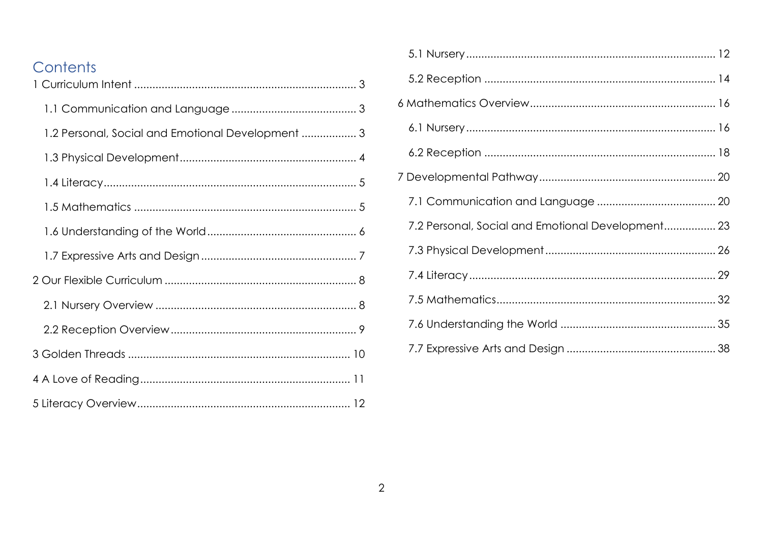# Contents

1 Curriculum Intent ... 3

- 1.1 Communication and Language ... 3
- 1.2 Personal, Social and Emotional Development ... 3
- 1.3 Physical Development ... 4
- 1.4 Literacy ... 5
- 1.5 Mathematics ... 5
- 1.6 Understanding of the World ... 6
- 1.7 Expressive Arts and Design ... 7

2 Our Flexible Curriculum ... 8

- 2.1 Nursery Overview ... 8
- 2.2 Reception Overview ... 9

3 Golden Threads ... 10

4 A Love of Reading ... 11

5 Literacy Overview ... 12

- 5.1 Nursery ... 12
- 5.2 Reception ... 14

6 Mathematics Overview ... 16

- 6.1 Nursery ... 16
- 6.2 Reception ... 18

7 Developmental Pathway ... 20

- 7.1 Communication and Language ... 20
- 7.2 Personal, Social and Emotional Development ... 23
- 7.3 Physical Development ... 26
- 7.4 Literacy ... 29
- 7.5 Mathematics ... 32
- 7.6 Understanding the World ... 35
- 7.7 Expressive Arts and Design ... 38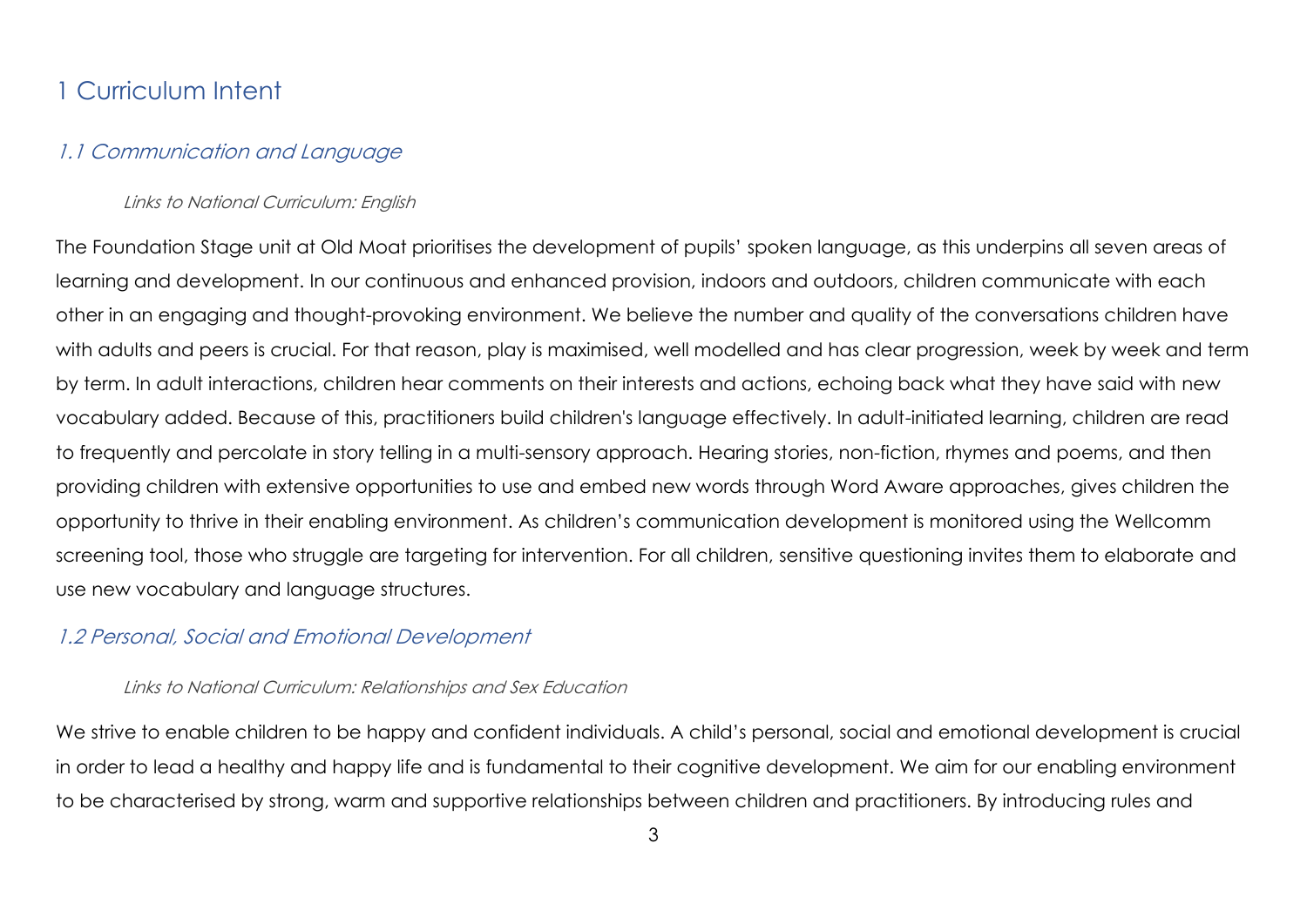# 1 Curriculum Intent

## *1.1 Communication and Language*

*Links to National Curriculum: English*

The Foundation Stage unit at Old Moat prioritises the development of pupils' spoken language, as this underpins all seven areas of learning and development. In our continuous and enhanced provision, indoors and outdoors, children communicate with each other in an engaging and thought-provoking environment. We believe the number and quality of the conversations children have with adults and peers is crucial. For that reason, play is maximised, well modelled and has clear progression, week by week and term by term. In adult interactions, children hear comments on their interests and actions, echoing back what they have said with new vocabulary added. Because of this, practitioners build children's language effectively. In adult-initiated learning, children are read to frequently and percolate in story telling in a multi-sensory approach. Hearing stories, non-fiction, rhymes and poems, and then providing children with extensive opportunities to use and embed new words through Word Aware approaches, gives children the opportunity to thrive in their enabling environment. As children's communication development is monitored using the Wellcomm screening tool, those who struggle are targeting for intervention. For all children, sensitive questioning invites them to elaborate and use new vocabulary and language structures.

## *1.2 Personal, Social and Emotional Development*

*Links to National Curriculum: Relationships and Sex Education*

We strive to enable children to be happy and confident individuals. A child's personal, social and emotional development is crucial in order to lead a healthy and happy life and is fundamental to their cognitive development. We aim for our enabling environment to be characterised by strong, warm and supportive relationships between children and practitioners. By introducing rules and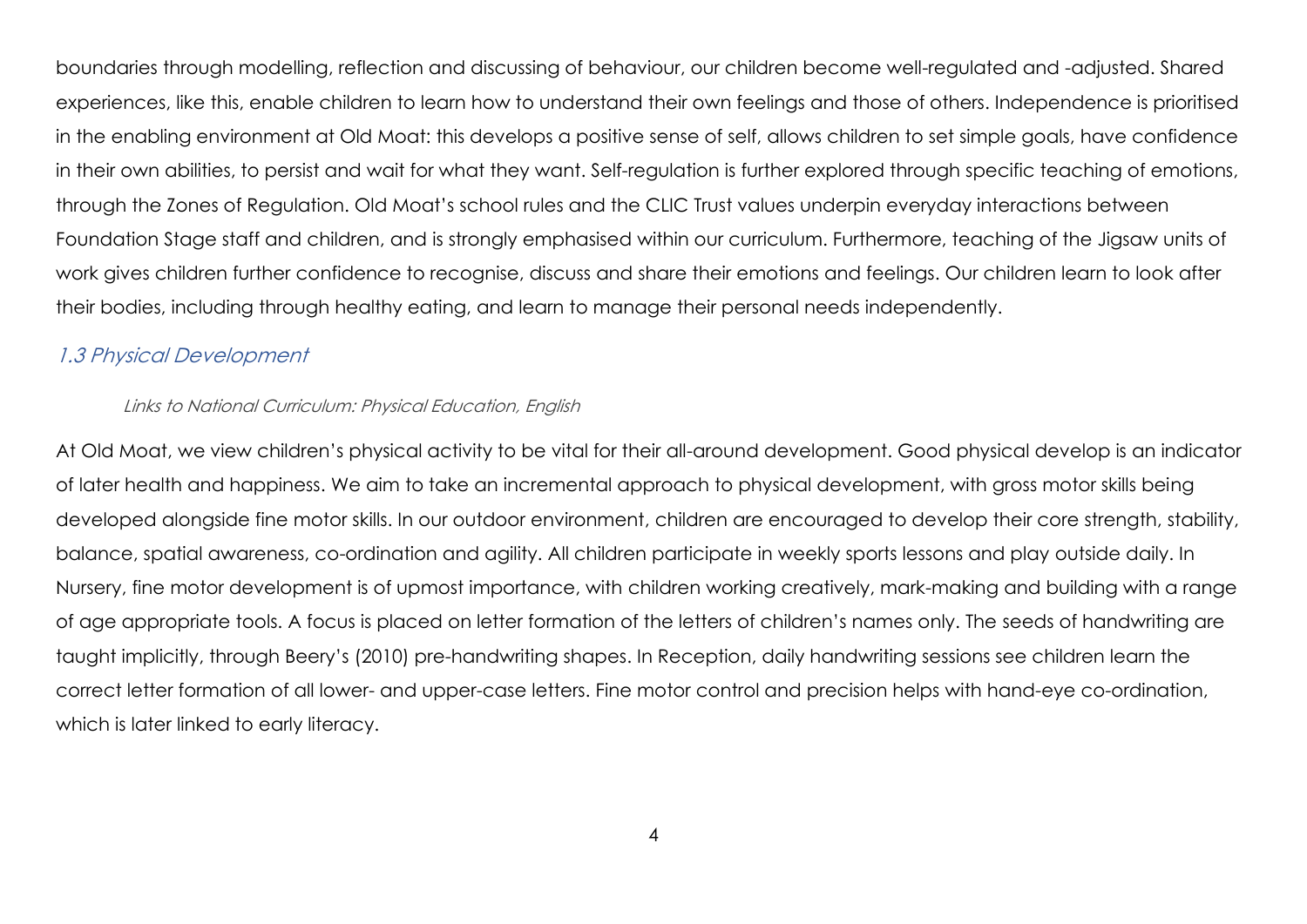boundaries through modelling, reflection and discussing of behaviour, our children become well-regulated and -adjusted. Shared experiences, like this, enable children to learn how to understand their own feelings and those of others. Independence is prioritised in the enabling environment at Old Moat: this develops a positive sense of self, allows children to set simple goals, have confidence in their own abilities, to persist and wait for what they want. Self-regulation is further explored through specific teaching of emotions, through the Zones of Regulation. Old Moat's school rules and the CLIC Trust values underpin everyday interactions between Foundation Stage staff and children, and is strongly emphasised within our curriculum. Furthermore, teaching of the Jigsaw units of work gives children further confidence to recognise, discuss and share their emotions and feelings. Our children learn to look after their bodies, including through healthy eating, and learn to manage their personal needs independently.

## *1.3 Physical Development*

*Links to National Curriculum: Physical Education, English*

At Old Moat, we view children's physical activity to be vital for their all-around development. Good physical develop is an indicator of later health and happiness. We aim to take an incremental approach to physical development, with gross motor skills being developed alongside fine motor skills. In our outdoor environment, children are encouraged to develop their core strength, stability, balance, spatial awareness, co-ordination and agility. All children participate in weekly sports lessons and play outside daily. In Nursery, fine motor development is of upmost importance, with children working creatively, mark-making and building with a range of age appropriate tools. A focus is placed on letter formation of the letters of children's names only. The seeds of handwriting are taught implicitly, through Beery's (2010) pre-handwriting shapes. In Reception, daily handwriting sessions see children learn the correct letter formation of all lower- and upper-case letters. Fine motor control and precision helps with hand-eye co-ordination, which is later linked to early literacy.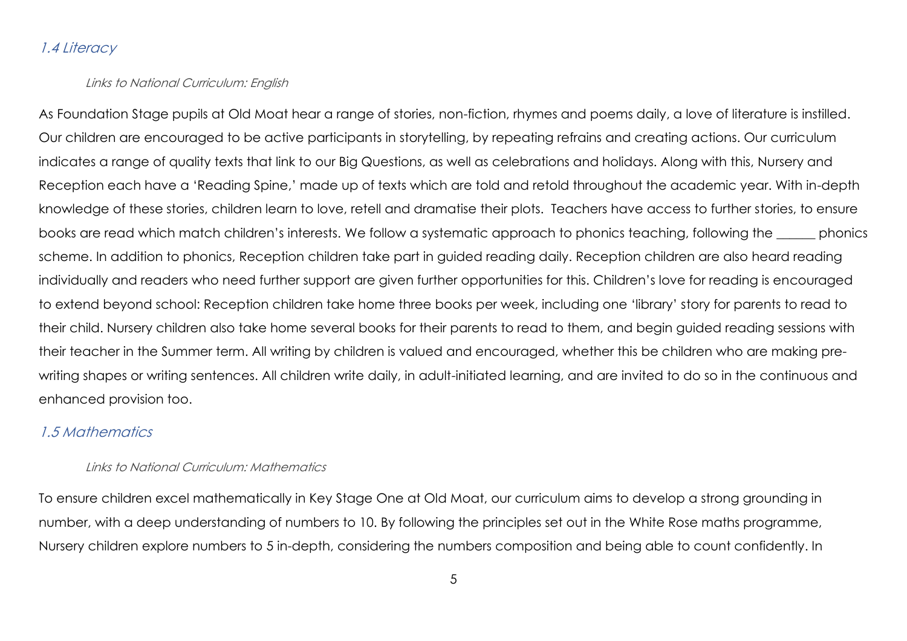## *1.4 Literacy*

*Links to National Curriculum: English*

As Foundation Stage pupils at Old Moat hear a range of stories, non-fiction, rhymes and poems daily, a love of literature is instilled. Our children are encouraged to be active participants in storytelling, by repeating refrains and creating actions. Our curriculum indicates a range of quality texts that link to our Big Questions, as well as celebrations and holidays. Along with this, Nursery and Reception each have a 'Reading Spine,' made up of texts which are told and retold throughout the academic year. With in-depth knowledge of these stories, children learn to love, retell and dramatise their plots. Teachers have access to further stories, to ensure books are read which match children's interests. We follow a systematic approach to phonics teaching, following the ______ phonics scheme. In addition to phonics, Reception children take part in guided reading daily. Reception children are also heard reading individually and readers who need further support are given further opportunities for this. Children's love for reading is encouraged to extend beyond school: Reception children take home three books per week, including one 'library' story for parents to read to their child. Nursery children also take home several books for their parents to read to them, and begin guided reading sessions with their teacher in the Summer term. All writing by children is valued and encouraged, whether this be children who are making pre-writing shapes or writing sentences. All children write daily, in adult-initiated learning, and are invited to do so in the continuous and enhanced provision too.

## *1.5 Mathematics*

*Links to National Curriculum: Mathematics*

To ensure children excel mathematically in Key Stage One at Old Moat, our curriculum aims to develop a strong grounding in number, with a deep understanding of numbers to 10. By following the principles set out in the White Rose maths programme, Nursery children explore numbers to 5 in-depth, considering the numbers composition and being able to count confidently. In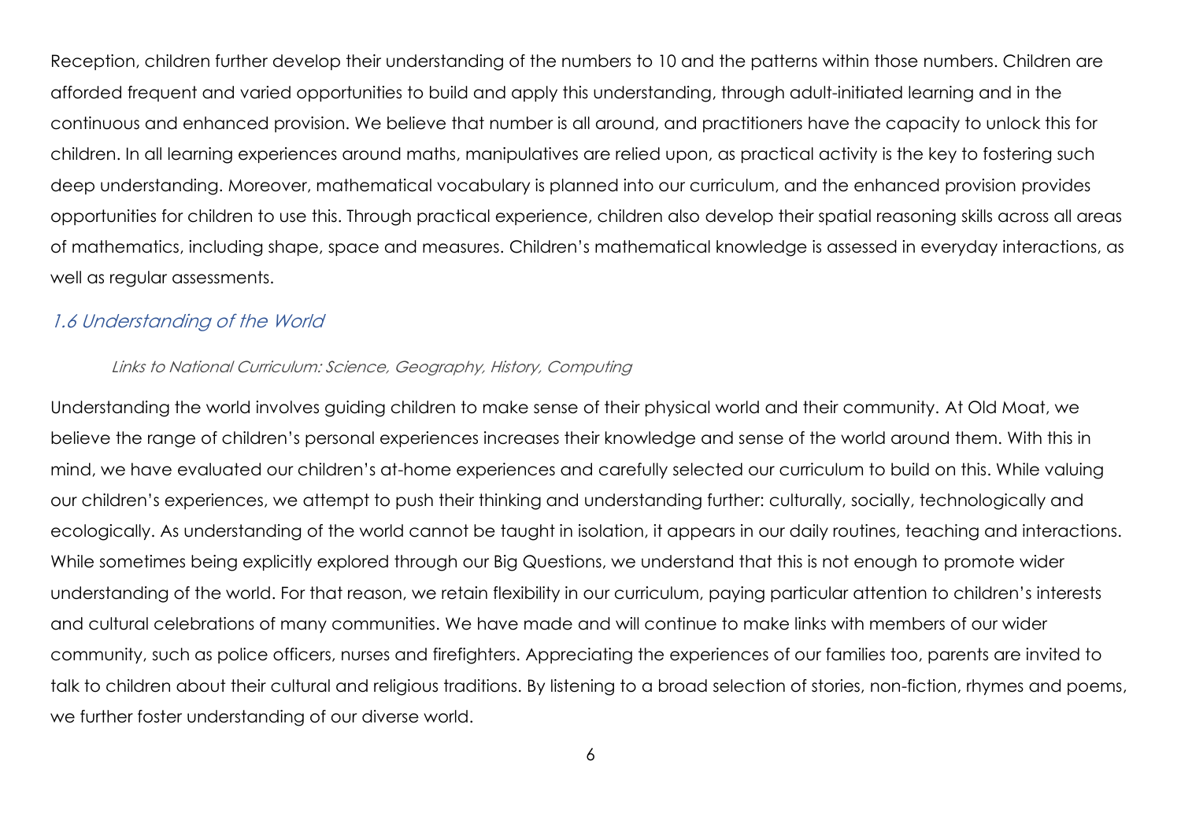Reception, children further develop their understanding of the numbers to 10 and the patterns within those numbers. Children are afforded frequent and varied opportunities to build and apply this understanding, through adult-initiated learning and in the continuous and enhanced provision. We believe that number is all around, and practitioners have the capacity to unlock this for children. In all learning experiences around maths, manipulatives are relied upon, as practical activity is the key to fostering such deep understanding. Moreover, mathematical vocabulary is planned into our curriculum, and the enhanced provision provides opportunities for children to use this. Through practical experience, children also develop their spatial reasoning skills across all areas of mathematics, including shape, space and measures. Children's mathematical knowledge is assessed in everyday interactions, as well as regular assessments.

## 1.6 Understanding of the World

*Links to National Curriculum: Science, Geography, History, Computing*

Understanding the world involves guiding children to make sense of their physical world and their community. At Old Moat, we believe the range of children's personal experiences increases their knowledge and sense of the world around them. With this in mind, we have evaluated our children's at-home experiences and carefully selected our curriculum to build on this. While valuing our children's experiences, we attempt to push their thinking and understanding further: culturally, socially, technologically and ecologically. As understanding of the world cannot be taught in isolation, it appears in our daily routines, teaching and interactions. While sometimes being explicitly explored through our Big Questions, we understand that this is not enough to promote wider understanding of the world. For that reason, we retain flexibility in our curriculum, paying particular attention to children's interests and cultural celebrations of many communities. We have made and will continue to make links with members of our wider community, such as police officers, nurses and firefighters. Appreciating the experiences of our families too, parents are invited to talk to children about their cultural and religious traditions. By listening to a broad selection of stories, non-fiction, rhymes and poems, we further foster understanding of our diverse world.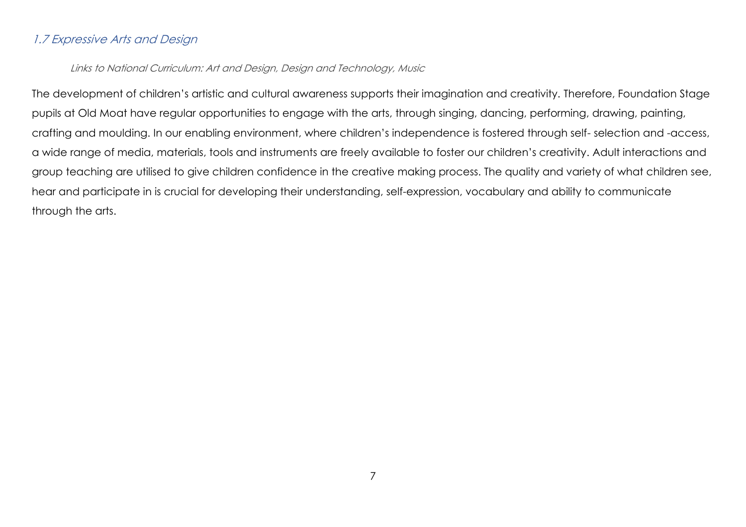## 1.7 Expressive Arts and Design

*Links to National Curriculum: Art and Design, Design and Technology, Music*

The development of children's artistic and cultural awareness supports their imagination and creativity. Therefore, Foundation Stage pupils at Old Moat have regular opportunities to engage with the arts, through singing, dancing, performing, drawing, painting, crafting and moulding. In our enabling environment, where children's independence is fostered through self- selection and -access, a wide range of media, materials, tools and instruments are freely available to foster our children's creativity. Adult interactions and group teaching are utilised to give children confidence in the creative making process. The quality and variety of what children see, hear and participate in is crucial for developing their understanding, self-expression, vocabulary and ability to communicate through the arts.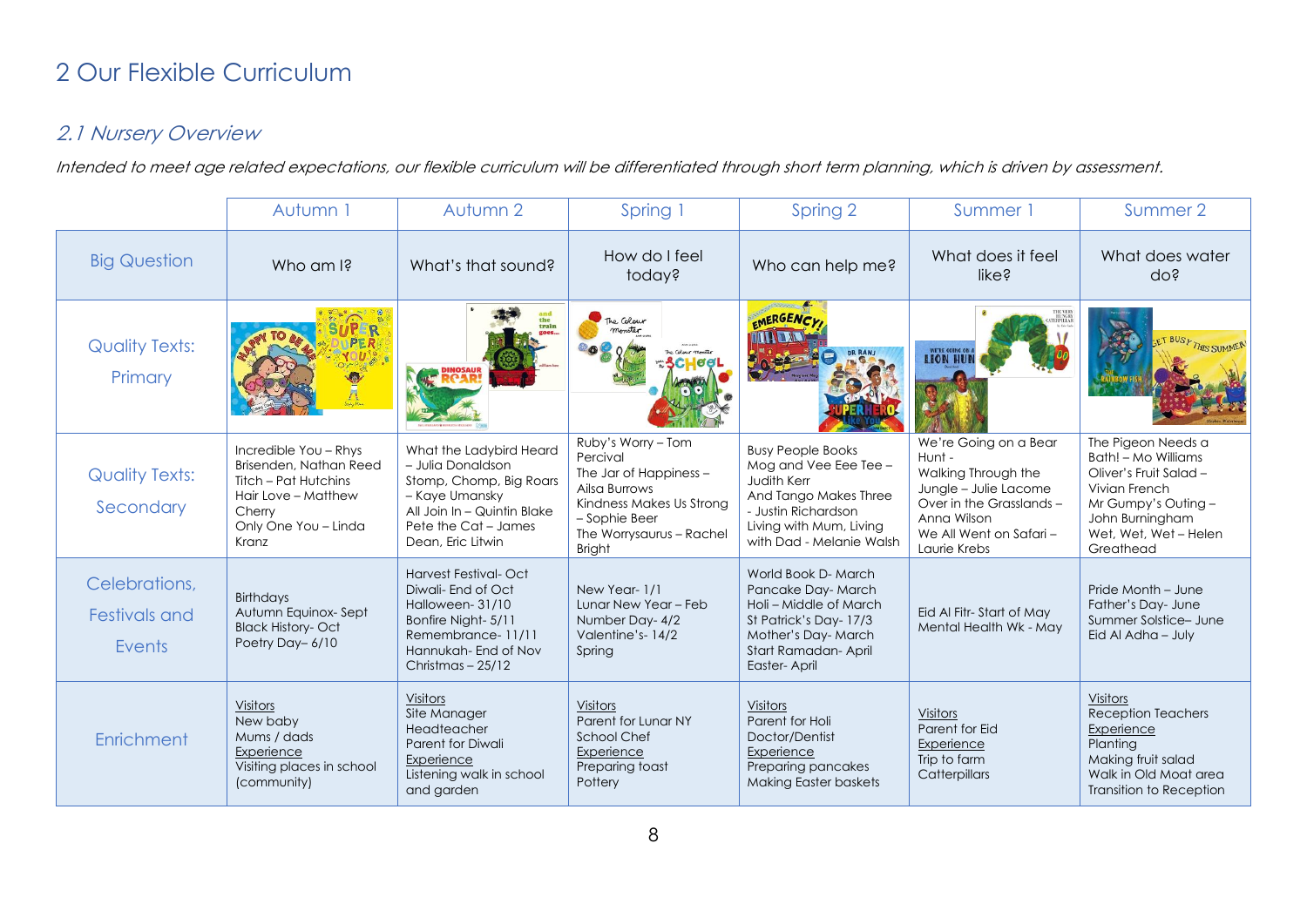# 2 Our Flexible Curriculum

## *2.1 Nursery Overview*

*Intended to meet age related expectations, our flexible curriculum will be differentiated through short term planning, which is driven by assessment.*

| | Autumn 1 | Autumn 2 | Spring 1 | Spring 2 | Summer 1 | Summer 2 |
|---|---|---|---|---|---|---|
| Big Question | Who am I? | What's that sound? | How do I feel today? | Who can help me? | What does it feel like? | What does water do? |
| Quality Texts: Primary | | | | | | |
| Quality Texts: Secondary | Incredible You – Rhys Brisenden, Nathan Reed<br>Titch – Pat Hutchins<br>Hair Love – Matthew Cherry<br>Only One You – Linda Kranz | What the Ladybird Heard – Julia Donaldson<br>Stomp, Chomp, Big Roars – Kaye Umansky<br>All Join In – Quintin Blake<br>Pete the Cat – James Dean, Eric Litwin | Ruby's Worry – Tom Percival<br>The Jar of Happiness – Ailsa Burrows<br>Kindness Makes Us Strong – Sophie Beer<br>The Worrysaurus – Rachel Bright | Busy People Books<br>Mog and Vee Eee Tee – Judith Kerr<br>And Tango Makes Three - Justin Richardson<br>Living with Mum, Living with Dad - Melanie Walsh | We're Going on a Bear Hunt -<br>Walking Through the Jungle – Julie Lacome<br>Over in the Grasslands – Anna Wilson<br>We All Went on Safari – Laurie Krebs | The Pigeon Needs a Bath! – Mo Williams<br>Oliver's Fruit Salad – Vivian French<br>Mr Gumpy's Outing – John Burningham<br>Wet, Wet, Wet – Helen Greathead |
| Celebrations, Festivals and Events | Birthdays<br>Autumn Equinox- Sept<br>Black History- Oct<br>Poetry Day– 6/10 | Harvest Festival- Oct<br>Diwali- End of Oct<br>Halloween- 31/10<br>Bonfire Night- 5/11<br>Remembrance- 11/11<br>Hannukah- End of Nov<br>Christmas – 25/12 | New Year- 1/1<br>Lunar New Year – Feb<br>Number Day- 4/2<br>Valentine's- 14/2<br>Spring | World Book D- March<br>Pancake Day- March<br>Holi – Middle of March<br>St Patrick's Day- 17/3<br>Mother's Day- March<br>Start Ramadan- April<br>Easter- April | Eid Al Fitr- Start of May<br>Mental Health Wk - May | Pride Month – June<br>Father's Day- June<br>Summer Solstice– June<br>Eid Al Adha – July |
| Enrichment | Visitors<br>New baby<br>Mums / dads<br>Experience<br>Visiting places in school (community) | Visitors<br>Site Manager<br>Headteacher<br>Parent for Diwali<br>Experience<br>Listening walk in school and garden | Visitors<br>Parent for Lunar NY<br>School Chef<br>Experience<br>Preparing toast<br>Pottery | Visitors<br>Parent for Holi<br>Doctor/Dentist<br>Experience<br>Preparing pancakes<br>Making Easter baskets | Visitors<br>Parent for Eid<br>Experience<br>Trip to farm<br>Catterpillars | Visitors<br>Reception Teachers<br>Experience<br>Planting<br>Making fruit salad<br>Walk in Old Moat area<br>Transition to Reception |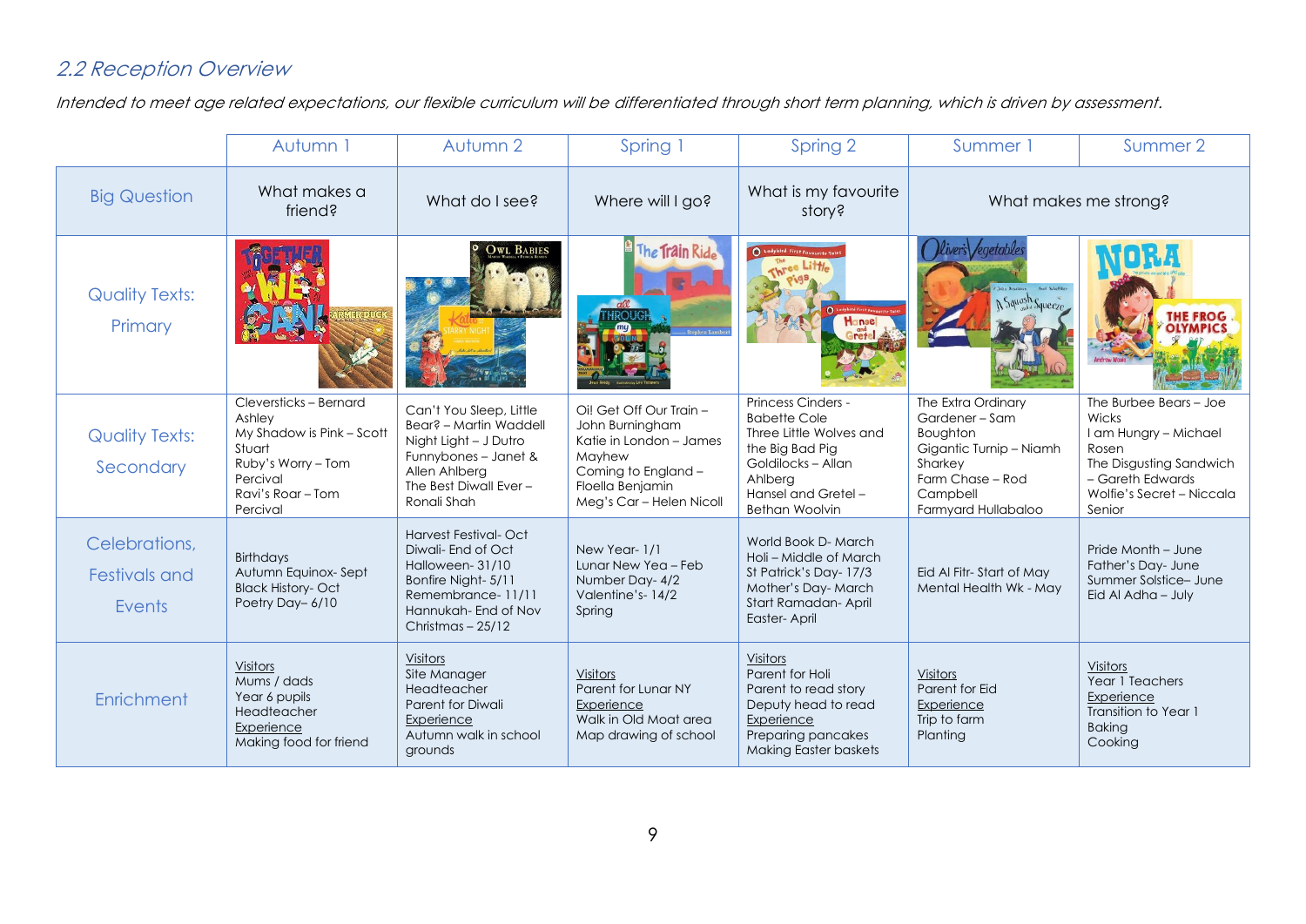## 2.2 Reception Overview

*Intended to meet age related expectations, our flexible curriculum will be differentiated through short term planning, which is driven by assessment.*

| | Autumn 1 | Autumn 2 | Spring 1 | Spring 2 | Summer 1 | Summer 2 |
|---|---|---|---|---|---|---|
| Big Question | What makes a friend? | What do I see? | Where will I go? | What is my favourite story? | What makes me strong? | |
| Quality Texts: Primary | | | | | | |
| Quality Texts: Secondary | Cleversticks – Bernard Ashley<br>My Shadow is Pink – Scott Stuart<br>Ruby's Worry – Tom Percival<br>Ravi's Roar – Tom Percival | Can't You Sleep, Little Bear? – Martin Waddell<br>Night Light – J Dutro<br>Funnybones – Janet & Allen Ahlberg<br>The Best Diwali Ever – Ronali Shah | Oi! Get Off Our Train – John Burningham<br>Katie in London – James Mayhew<br>Coming to England – Floella Benjamin<br>Meg's Car – Helen Nicoll | Princess Cinders - Babette Cole<br>Three Little Wolves and the Big Bad Pig<br>Goldilocks – Allan Ahlberg<br>Hansel and Gretel – Bethan Woolvin | The Extra Ordinary Gardener – Sam Boughton<br>Gigantic Turnip – Niamh Sharkey<br>Farm Chase – Rod Campbell<br>Farmyard Hullabaloo | The Burbee Bears – Joe Wicks<br>I am Hungry – Michael Rosen<br>The Disgusting Sandwich – Gareth Edwards<br>Wolfie's Secret – Niccala Senior |
| Celebrations, Festivals and Events | Birthdays<br>Autumn Equinox- Sept<br>Black History- Oct<br>Poetry Day– 6/10 | Harvest Festival- Oct<br>Diwali- End of Oct<br>Halloween- 31/10<br>Bonfire Night- 5/11<br>Remembrance- 11/11<br>Hannukah- End of Nov<br>Christmas – 25/12 | New Year- 1/1<br>Lunar New Yea – Feb<br>Number Day- 4/2<br>Valentine's- 14/2<br>Spring | World Book D- March<br>Holi – Middle of March<br>St Patrick's Day- 17/3<br>Mother's Day- March<br>Start Ramadan- April<br>Easter- April | Eid Al Fitr- Start of May<br>Mental Health Wk - May | Pride Month – June<br>Father's Day- June<br>Summer Solstice– June<br>Eid Al Adha – July |
| Enrichment | Visitors<br>Mums / dads<br>Year 6 pupils<br>Headteacher<br>Experience<br>Making food for friend | Visitors<br>Site Manager<br>Headteacher<br>Parent for Diwali<br>Experience<br>Autumn walk in school grounds | Visitors<br>Parent for Lunar NY<br>Experience<br>Walk in Old Moat area<br>Map drawing of school | Visitors<br>Parent for Holi<br>Parent to read story<br>Deputy head to read<br>Experience<br>Preparing pancakes<br>Making Easter baskets | Visitors<br>Parent for Eid<br>Experience<br>Trip to farm<br>Planting | Visitors<br>Year 1 Teachers<br>Experience<br>Transition to Year 1<br>Baking<br>Cooking |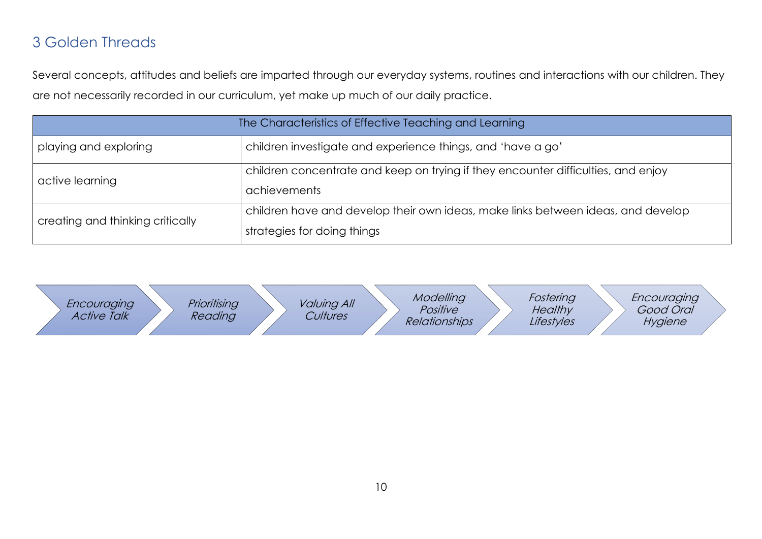## 3 Golden Threads

Several concepts, attitudes and beliefs are imparted through our everyday systems, routines and interactions with our children. They are not necessarily recorded in our curriculum, yet make up much of our daily practice.

| The Characteristics of Effective Teaching and Learning | |
|---|---|
| playing and exploring | children investigate and experience things, and 'have a go' |
| active learning | children concentrate and keep on trying if they encounter difficulties, and enjoy achievements |
| creating and thinking critically | children have and develop their own ideas, make links between ideas, and develop strategies for doing things |

*Encouraging Active Talk* → *Prioritising Reading* → *Valuing All Cultures* → *Modelling Positive Relationships* → *Fostering Healthy Lifestyles* → *Encouraging Good Oral Hygiene*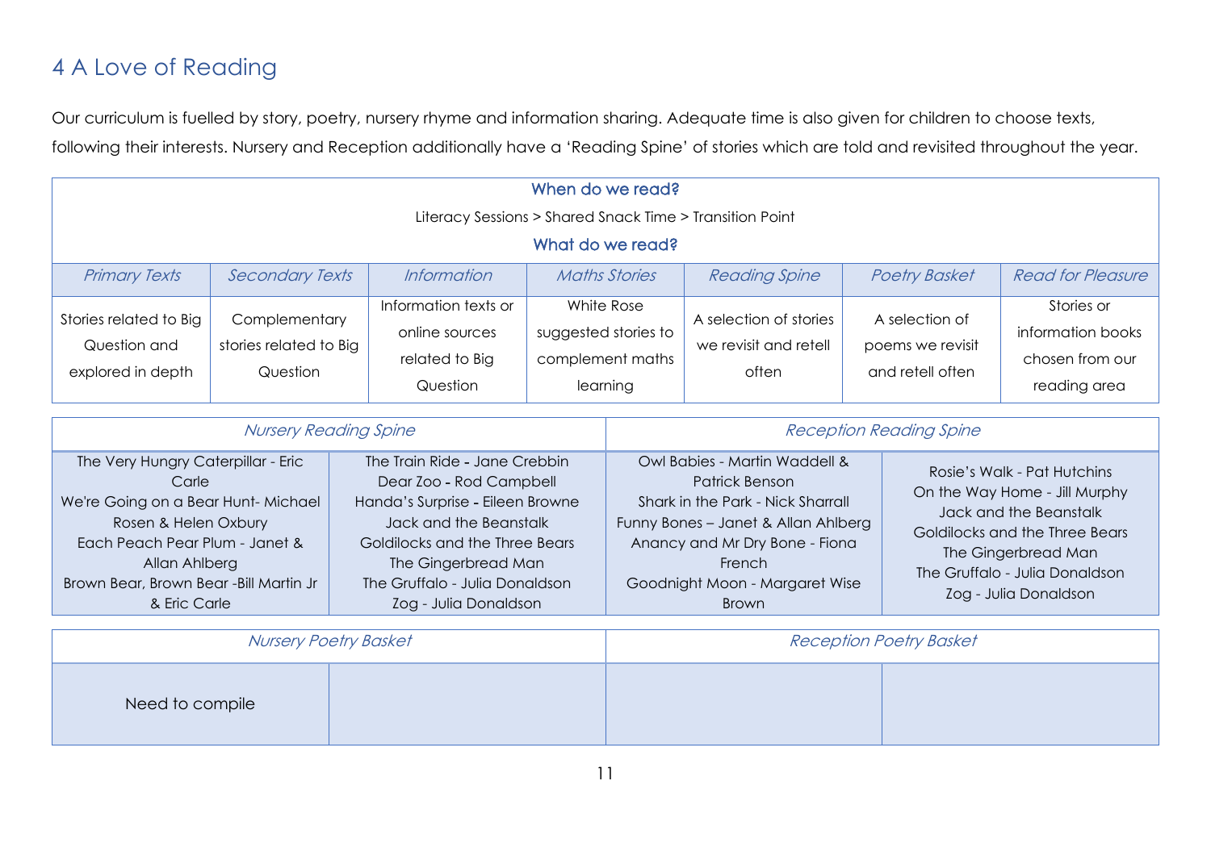# 4 A Love of Reading

Our curriculum is fuelled by story, poetry, nursery rhyme and information sharing. Adequate time is also given for children to choose texts, following their interests. Nursery and Reception additionally have a 'Reading Spine' of stories which are told and revisited throughout the year.

| When do we read? | | | | | | |
|---|---|---|---|---|---|---|
| Literacy Sessions > Shared Snack Time > Transition Point | | | | | | |
| **What do we read?** | | | | | | |
| *Primary Texts* | *Secondary Texts* | *Information* | *Maths Stories* | *Reading Spine* | *Poetry Basket* | *Read for Pleasure* |
| Stories related to Big Question and explored in depth | Complementary stories related to Big Question | Information texts or online sources related to Big Question | White Rose suggested stories to complement maths learning | A selection of stories we revisit and retell often | A selection of poems we revisit and retell often | Stories or information books chosen from our reading area |

| *Nursery Reading Spine* | | *Reception Reading Spine* | |
|---|---|---|---|
| The Very Hungry Caterpillar - Eric Carle<br>We're Going on a Bear Hunt- Michael Rosen & Helen Oxbury<br>Each Peach Pear Plum - Janet & Allan Ahlberg<br>Brown Bear, Brown Bear -Bill Martin Jr & Eric Carle | The Train Ride - Jane Crebbin<br>Dear Zoo - Rod Campbell<br>Handa's Surprise - Eileen Browne<br>Jack and the Beanstalk<br>Goldilocks and the Three Bears<br>The Gingerbread Man<br>The Gruffalo - Julia Donaldson<br>Zog - Julia Donaldson | Owl Babies - Martin Waddell & Patrick Benson<br>Shark in the Park - Nick Sharrall<br>Funny Bones – Janet & Allan Ahlberg<br>Anancy and Mr Dry Bone - Fiona French<br>Goodnight Moon - Margaret Wise Brown | Rosie's Walk - Pat Hutchins<br>On the Way Home - Jill Murphy<br>Jack and the Beanstalk<br>Goldilocks and the Three Bears<br>The Gingerbread Man<br>The Gruffalo - Julia Donaldson<br>Zog - Julia Donaldson |

| *Nursery Poetry Basket* | | *Reception Poetry Basket* | |
|---|---|---|---|
| Need to compile | | | |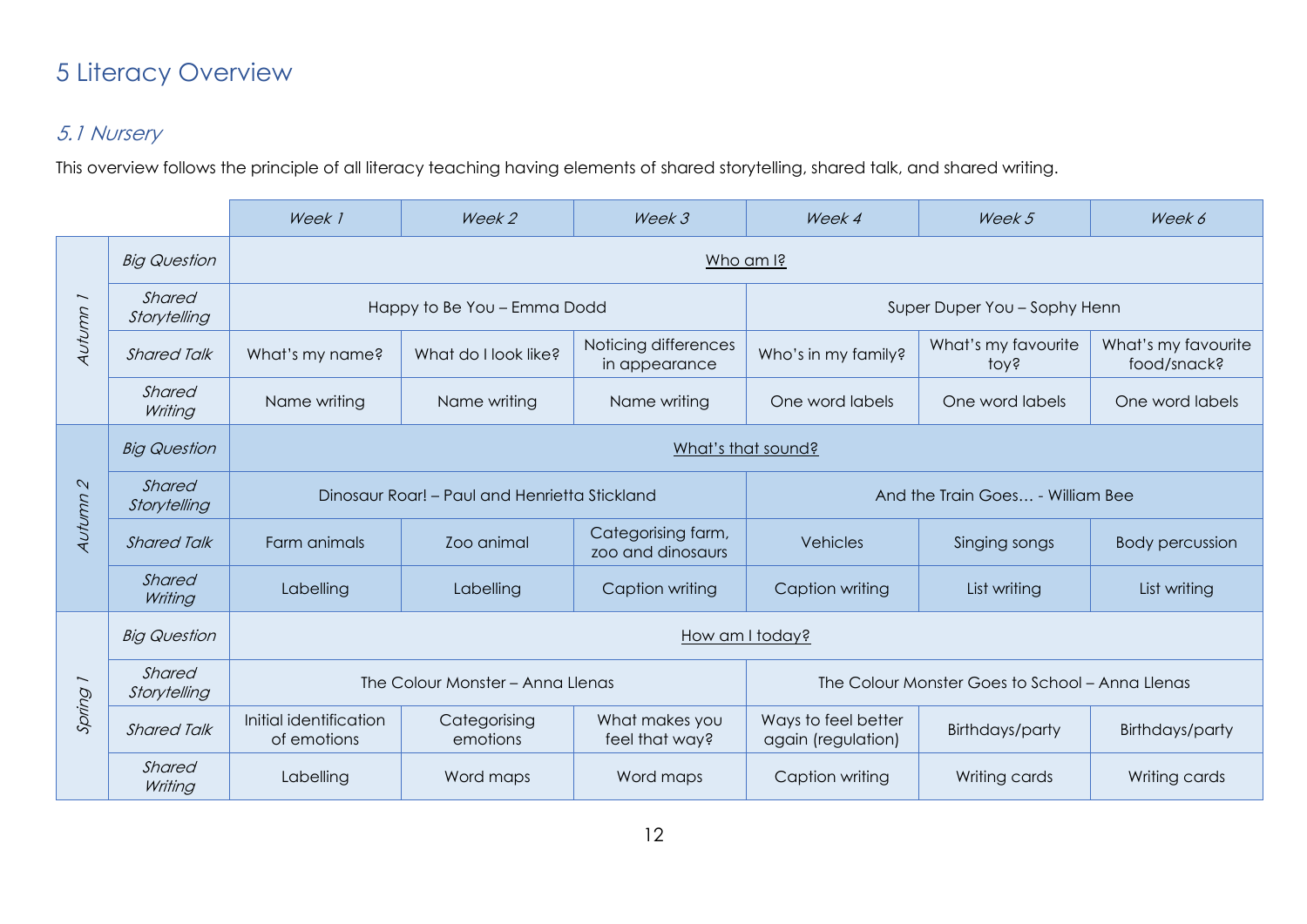# 5 Literacy Overview

## *5.1 Nursery*

This overview follows the principle of all literacy teaching having elements of shared storytelling, shared talk, and shared writing.

| | | *Week 1* | *Week 2* | *Week 3* | *Week 4* | *Week 5* | *Week 6* |
|---|---|---|---|---|---|---|---|
| *Autumn 1* | *Big Question* | Who am I? | | | | | |
| | *Shared Storytelling* | Happy to Be You – Emma Dodd | | | Super Duper You – Sophy Henn | | |
| | *Shared Talk* | What's my name? | What do I look like? | Noticing differences in appearance | Who's in my family? | What's my favourite toy? | What's my favourite food/snack? |
| | *Shared Writing* | Name writing | Name writing | Name writing | One word labels | One word labels | One word labels |
| *Autumn 2* | *Big Question* | What's that sound? | | | | | |
| | *Shared Storytelling* | Dinosaur Roar! – Paul and Henrietta Stickland | | | And the Train Goes… - William Bee | | |
| | *Shared Talk* | Farm animals | Zoo animal | Categorising farm, zoo and dinosaurs | Vehicles | Singing songs | Body percussion |
| | *Shared Writing* | Labelling | Labelling | Caption writing | Caption writing | List writing | List writing |
| *Spring 1* | *Big Question* | How am I today? | | | | | |
| | *Shared Storytelling* | The Colour Monster – Anna Llenas | | | The Colour Monster Goes to School – Anna Llenas | | |
| | *Shared Talk* | Initial identification of emotions | Categorising emotions | What makes you feel that way? | Ways to feel better again (regulation) | Birthdays/party | Birthdays/party |
| | *Shared Writing* | Labelling | Word maps | Word maps | Caption writing | Writing cards | Writing cards |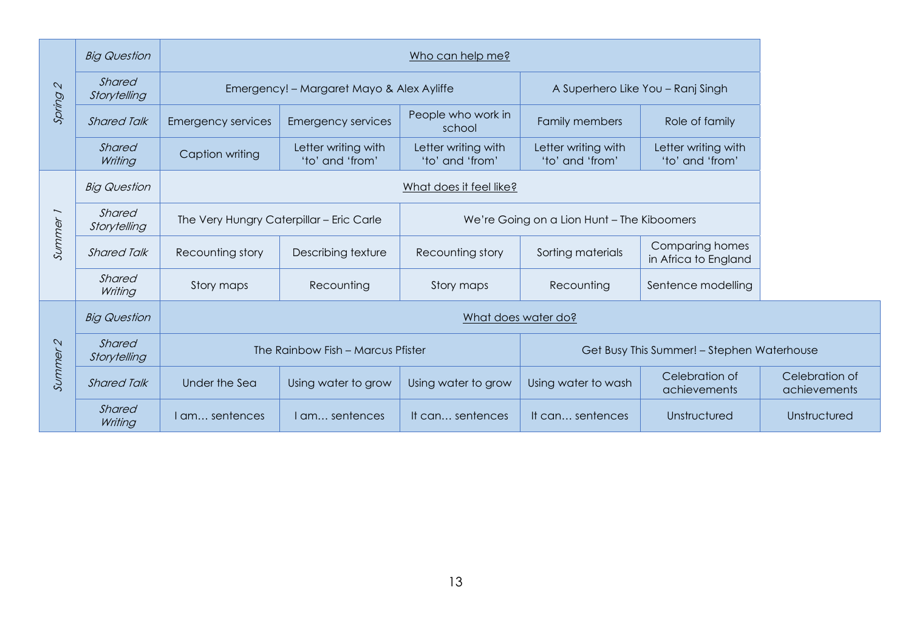| | | | | | | | |
|---|---|---|---|---|---|---|---|
| *Spring 2* | *Big Question* | Who can help me? | | | | | |
| | *Shared Storytelling* | Emergency! – Margaret Mayo & Alex Ayliffe | | | A Superhero Like You – Ranj Singh | | |
| | *Shared Talk* | Emergency services | Emergency services | People who work in school | Family members | Role of family | |
| | *Shared Writing* | Caption writing | Letter writing with 'to' and 'from' | Letter writing with 'to' and 'from' | Letter writing with 'to' and 'from' | Letter writing with 'to' and 'from' | |
| *Summer 1* | *Big Question* | What does it feel like? | | | | | |
| | *Shared Storytelling* | The Very Hungry Caterpillar – Eric Carle | | We're Going on a Lion Hunt – The Kiboomers | | | |
| | *Shared Talk* | Recounting story | Describing texture | Recounting story | Sorting materials | Comparing homes in Africa to England | |
| | *Shared Writing* | Story maps | Recounting | Story maps | Recounting | Sentence modelling | |
| *Summer 2* | *Big Question* | What does water do? | | | | | |
| | *Shared Storytelling* | The Rainbow Fish – Marcus Pfister | | | Get Busy This Summer! – Stephen Waterhouse | | |
| | *Shared Talk* | Under the Sea | Using water to grow | Using water to grow | Using water to wash | Celebration of achievements | Celebration of achievements |
| | *Shared Writing* | I am… sentences | I am… sentences | It can… sentences | It can… sentences | Unstructured | Unstructured |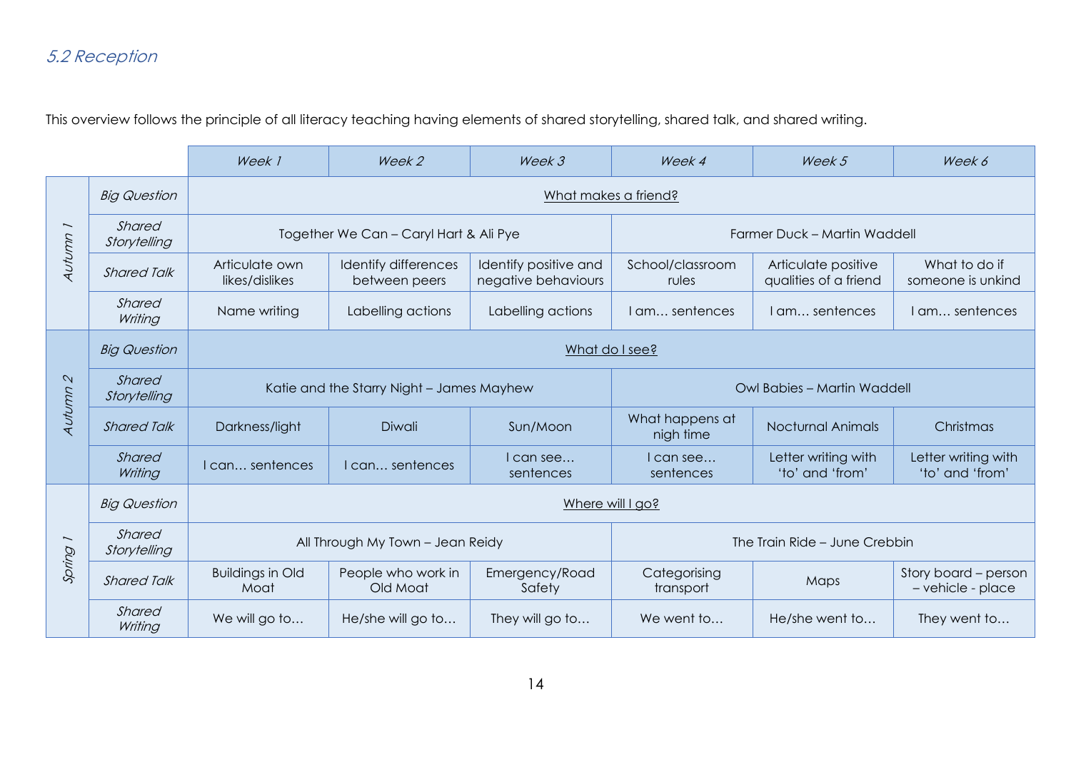## *5.2 Reception*

This overview follows the principle of all literacy teaching having elements of shared storytelling, shared talk, and shared writing.

| | | *Week 1* | *Week 2* | *Week 3* | *Week 4* | *Week 5* | *Week 6* |
|---|---|---|---|---|---|---|---|
| *Autumn 1* | *Big Question* | What makes a friend? | | | | | |
| | *Shared Storytelling* | Together We Can – Caryl Hart & Ali Pye | | | Farmer Duck – Martin Waddell | | |
| | *Shared Talk* | Articulate own likes/dislikes | Identify differences between peers | Identify positive and negative behaviours | School/classroom rules | Articulate positive qualities of a friend | What to do if someone is unkind |
| | *Shared Writing* | Name writing | Labelling actions | Labelling actions | I am… sentences | I am… sentences | I am… sentences |
| *Autumn 2* | *Big Question* | What do I see? | | | | | |
| | *Shared Storytelling* | Katie and the Starry Night – James Mayhew | | | Owl Babies – Martin Waddell | | |
| | *Shared Talk* | Darkness/light | Diwali | Sun/Moon | What happens at nigh time | Nocturnal Animals | Christmas |
| | *Shared Writing* | I can… sentences | I can… sentences | I can see… sentences | I can see… sentences | Letter writing with 'to' and 'from' | Letter writing with 'to' and 'from' |
| *Spring 1* | *Big Question* | Where will I go? | | | | | |
| | *Shared Storytelling* | All Through My Town – Jean Reidy | | | The Train Ride – June Crebbin | | |
| | *Shared Talk* | Buildings in Old Moat | People who work in Old Moat | Emergency/Road Safety | Categorising transport | Maps | Story board – person – vehicle - place |
| | *Shared Writing* | We will go to… | He/she will go to… | They will go to… | We went to… | He/she went to… | They went to… |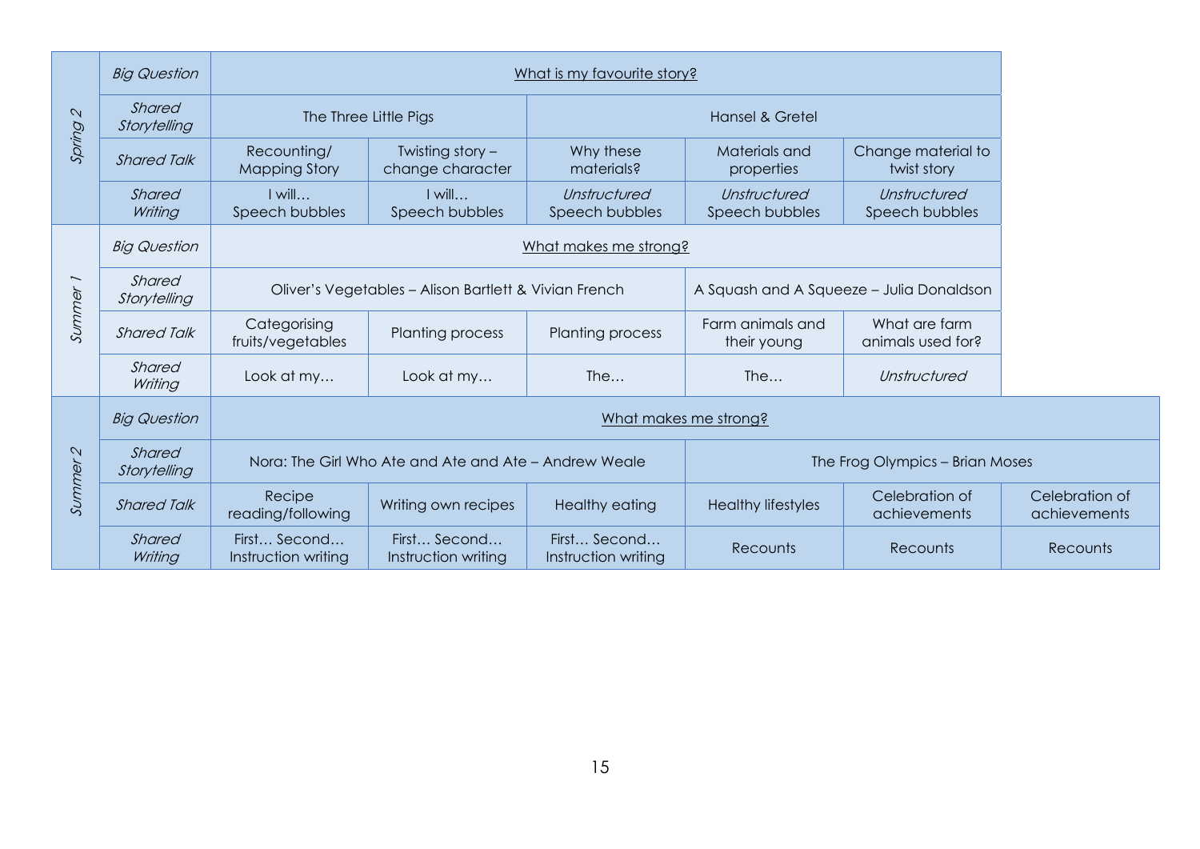| | | | | | | | |
|---|---|---|---|---|---|---|---|
| *Spring 2* | *Big Question* | What is my favourite story? | | | | | |
| | *Shared Storytelling* | The Three Little Pigs | | Hansel & Gretel | | | |
| | *Shared Talk* | Recounting/ Mapping Story | Twisting story – change character | Why these materials? | Materials and properties | Change material to twist story | |
| | *Shared Writing* | I will… Speech bubbles | I will… Speech bubbles | *Unstructured* Speech bubbles | *Unstructured* Speech bubbles | *Unstructured* Speech bubbles | |
| *Summer 1* | *Big Question* | What makes me strong? | | | | | |
| | *Shared Storytelling* | Oliver's Vegetables – Alison Bartlett & Vivian French | | | A Squash and A Squeeze – Julia Donaldson | | |
| | *Shared Talk* | Categorising fruits/vegetables | Planting process | Planting process | Farm animals and their young | What are farm animals used for? | |
| | *Shared Writing* | Look at my… | Look at my… | The… | The… | *Unstructured* | |
| *Summer 2* | *Big Question* | What makes me strong? | | | | | |
| | *Shared Storytelling* | Nora: The Girl Who Ate and Ate and Ate – Andrew Weale | | | The Frog Olympics – Brian Moses | | |
| | *Shared Talk* | Recipe reading/following | Writing own recipes | Healthy eating | Healthy lifestyles | Celebration of achievements | Celebration of achievements |
| | *Shared Writing* | First… Second… Instruction writing | First… Second… Instruction writing | First… Second… Instruction writing | Recounts | Recounts | Recounts |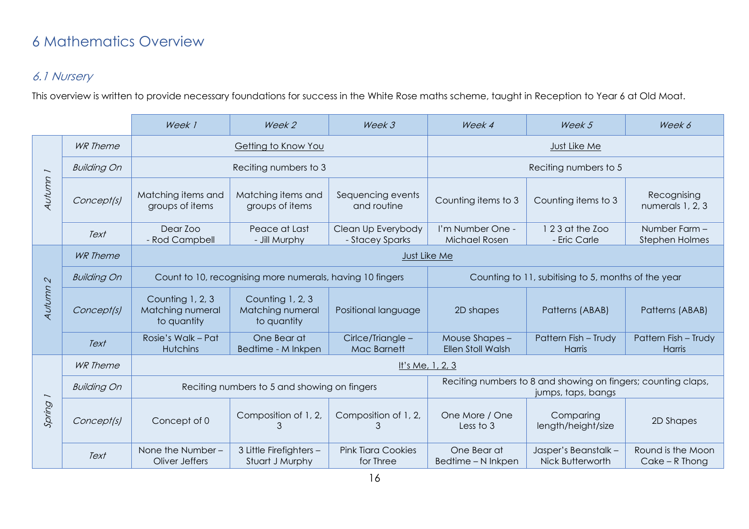# 6 Mathematics Overview

## *6.1 Nursery*

This overview is written to provide necessary foundations for success in the White Rose maths scheme, taught in Reception to Year 6 at Old Moat.

| | | *Week 1* | *Week 2* | *Week 3* | *Week 4* | *Week 5* | *Week 6* |
|---|---|---|---|---|---|---|---|
| *Autumn 1* | *WR Theme* | Getting to Know You | | | Just Like Me | | |
| | *Building On* | Reciting numbers to 3 | | | Reciting numbers to 5 | | |
| | *Concept(s)* | Matching items and groups of items | Matching items and groups of items | Sequencing events and routine | Counting items to 3 | Counting items to 3 | Recognising numerals 1, 2, 3 |
| | *Text* | Dear Zoo - Rod Campbell | Peace at Last - Jill Murphy | Clean Up Everybody - Stacey Sparks | I'm Number One - Michael Rosen | 1 2 3 at the Zoo - Eric Carle | Number Farm – Stephen Holmes |
| *Autumn 2* | *WR Theme* | Just Like Me | | | | | |
| | *Building On* | Count to 10, recognising more numerals, having 10 fingers | | | Counting to 11, subitising to 5, months of the year | | |
| | *Concept(s)* | Counting 1, 2, 3 Matching numeral to quantity | Counting 1, 2, 3 Matching numeral to quantity | Positional language | 2D shapes | Patterns (ABAB) | Patterns (ABAB) |
| | *Text* | Rosie's Walk – Pat Hutchins | One Bear at Bedtime - M Inkpen | Cirlce/Triangle – Mac Barnett | Mouse Shapes – Ellen Stoll Walsh | Pattern Fish – Trudy Harris | Pattern Fish – Trudy Harris |
| *Spring 1* | *WR Theme* | It's Me, 1, 2, 3 | | | | | |
| | *Building On* | Reciting numbers to 5 and showing on fingers | | | Reciting numbers to 8 and showing on fingers; counting claps, jumps, taps, bangs | | |
| | *Concept(s)* | Concept of 0 | Composition of 1, 2, 3 | Composition of 1, 2, 3 | One More / One Less to 3 | Comparing length/height/size | 2D Shapes |
| | *Text* | None the Number – Oliver Jeffers | 3 Little Firefighters – Stuart J Murphy | Pink Tiara Cookies for Three | One Bear at Bedtime – N Inkpen | Jasper's Beanstalk – Nick Butterworth | Round is the Moon Cake – R Thong |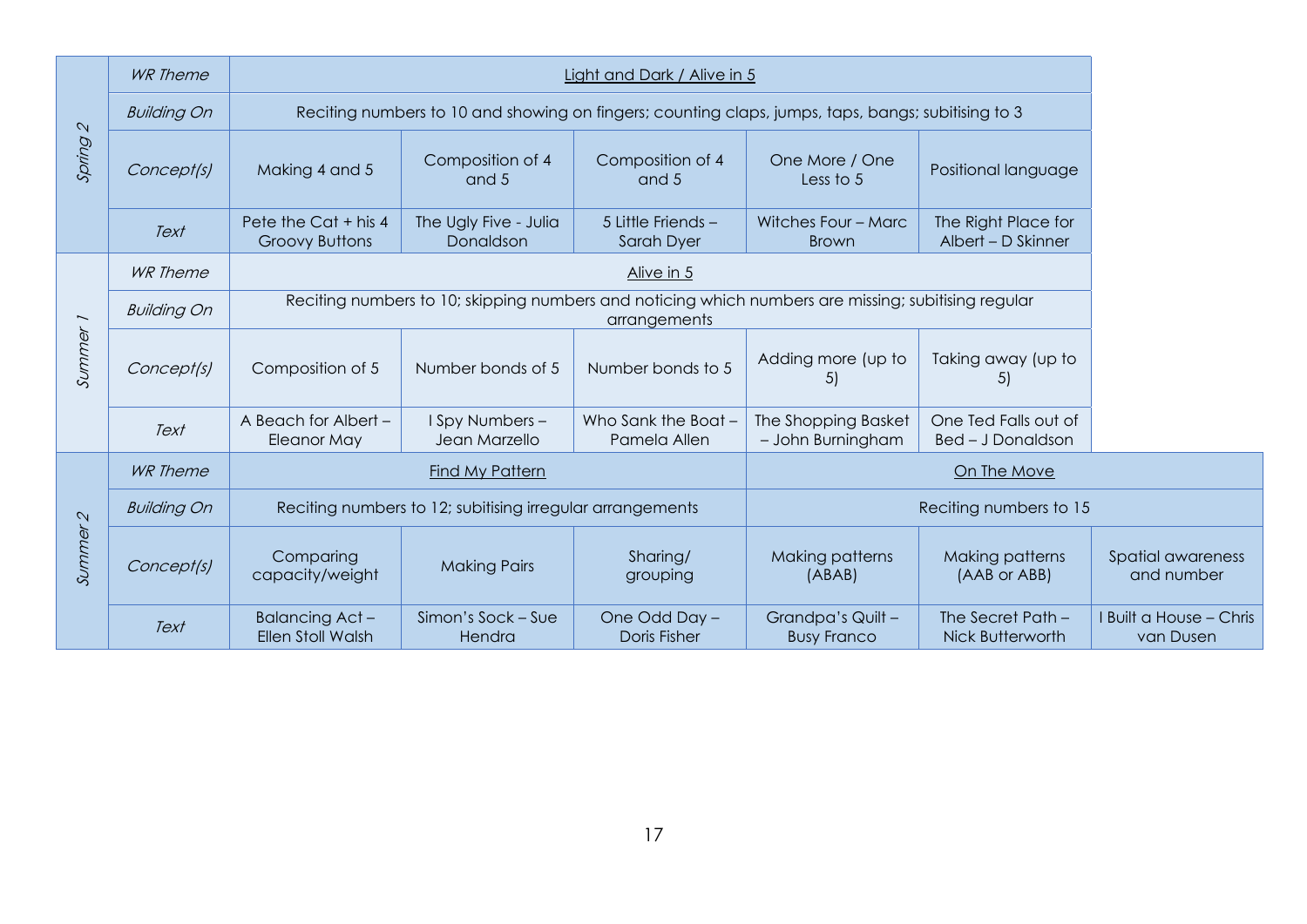| | | | | | | | |
|---|---|---|---|---|---|---|---|
| Spring 2 | *WR Theme* | Light and Dark / Alive in 5 | | | | | |
| | *Building On* | Reciting numbers to 10 and showing on fingers; counting claps, jumps, taps, bangs; subitising to 3 | | | | | |
| | *Concept(s)* | Making 4 and 5 | Composition of 4 and 5 | Composition of 4 and 5 | One More / One Less to 5 | Positional language | |
| | *Text* | Pete the Cat + his 4 Groovy Buttons | The Ugly Five - Julia Donaldson | 5 Little Friends – Sarah Dyer | Witches Four – Marc Brown | The Right Place for Albert – D Skinner | |
| Summer 1 | *WR Theme* | Alive in 5 | | | | | |
| | *Building On* | Reciting numbers to 10; skipping numbers and noticing which numbers are missing; subitising regular arrangements | | | | | |
| | *Concept(s)* | Composition of 5 | Number bonds of 5 | Number bonds to 5 | Adding more (up to 5) | Taking away (up to 5) | |
| | *Text* | A Beach for Albert – Eleanor May | I Spy Numbers – Jean Marzello | Who Sank the Boat – Pamela Allen | The Shopping Basket – John Burningham | One Ted Falls out of Bed – J Donaldson | |
| Summer 2 | *WR Theme* | Find My Pattern | | | On The Move | | |
| | *Building On* | Reciting numbers to 12; subitising irregular arrangements | | | Reciting numbers to 15 | | |
| | *Concept(s)* | Comparing capacity/weight | Making Pairs | Sharing/ grouping | Making patterns (ABAB) | Making patterns (AAB or ABB) | Spatial awareness and number |
| | *Text* | Balancing Act – Ellen Stoll Walsh | Simon's Sock – Sue Hendra | One Odd Day – Doris Fisher | Grandpa's Quilt – Busy Franco | The Secret Path – Nick Butterworth | I Built a House – Chris van Dusen |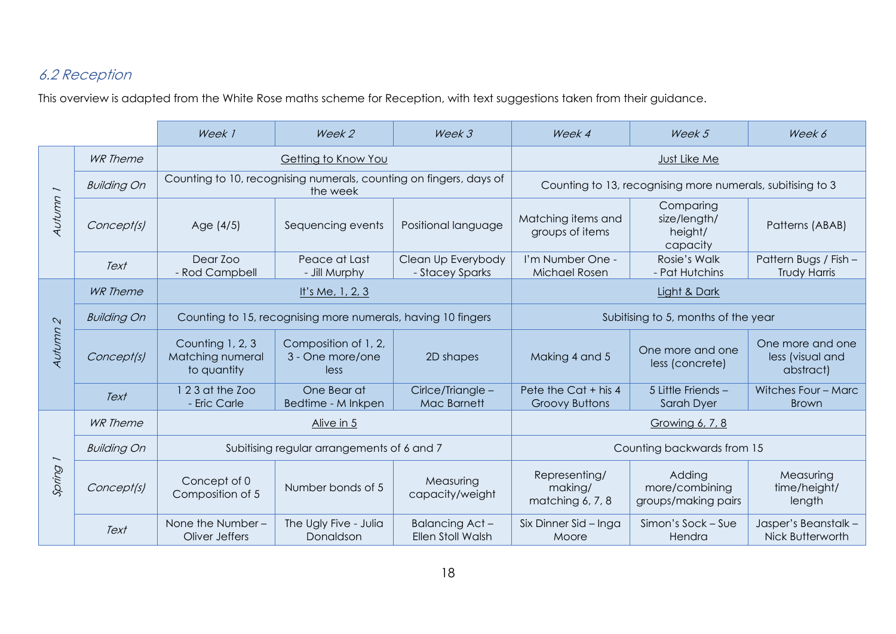## *6.2 Reception*

This overview is adapted from the White Rose maths scheme for Reception, with text suggestions taken from their guidance.

| | | *Week 1* | *Week 2* | *Week 3* | *Week 4* | *Week 5* | *Week 6* |
|---|---|---|---|---|---|---|---|
| *Autumn 1* | *WR Theme* | Getting to Know You | | | Just Like Me | | |
| | *Building On* | Counting to 10, recognising numerals, counting on fingers, days of the week | | | Counting to 13, recognising more numerals, subitising to 3 | | |
| | *Concept(s)* | Age (4/5) | Sequencing events | Positional language | Matching items and groups of items | Comparing size/length/ height/ capacity | Patterns (ABAB) |
| | *Text* | Dear Zoo - Rod Campbell | Peace at Last - Jill Murphy | Clean Up Everybody - Stacey Sparks | I'm Number One - Michael Rosen | Rosie's Walk - Pat Hutchins | Pattern Bugs / Fish – Trudy Harris |
| *Autumn 2* | *WR Theme* | It's Me, 1, 2, 3 | | | Light & Dark | | |
| | *Building On* | Counting to 15, recognising more numerals, having 10 fingers | | | Subitising to 5, months of the year | | |
| | *Concept(s)* | Counting 1, 2, 3 Matching numeral to quantity | Composition of 1, 2, 3 - One more/one less | 2D shapes | Making 4 and 5 | One more and one less (concrete) | One more and one less (visual and abstract) |
| | *Text* | 1 2 3 at the Zoo - Eric Carle | One Bear at Bedtime - M Inkpen | Cirlce/Triangle – Mac Barnett | Pete the Cat + his 4 Groovy Buttons | 5 Little Friends – Sarah Dyer | Witches Four – Marc Brown |
| *Spring 1* | *WR Theme* | Alive in 5 | | | Growing 6, 7, 8 | | |
| | *Building On* | Subitising regular arrangements of 6 and 7 | | | Counting backwards from 15 | | |
| | *Concept(s)* | Concept of 0 Composition of 5 | Number bonds of 5 | Measuring capacity/weight | Representing/ making/ matching 6, 7, 8 | Adding more/combining groups/making pairs | Measuring time/height/ length |
| | *Text* | None the Number – Oliver Jeffers | The Ugly Five - Julia Donaldson | Balancing Act – Ellen Stoll Walsh | Six Dinner Sid – Inga Moore | Simon's Sock – Sue Hendra | Jasper's Beanstalk – Nick Butterworth |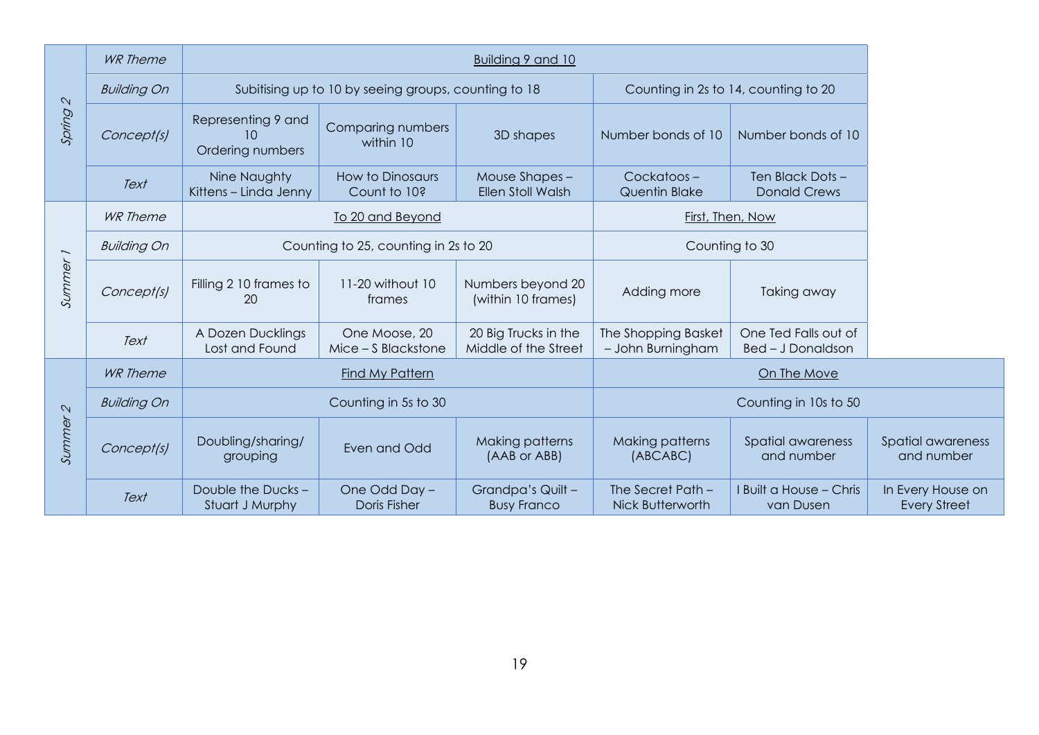| | | | | | | | |
|---|---|---|---|---|---|---|---|
| *Spring 2* | *WR Theme* | Building 9 and 10 | | | | | |
| | *Building On* | Subitising up to 10 by seeing groups, counting to 18 | | | Counting in 2s to 14, counting to 20 | | |
| | *Concept(s)* | Representing 9 and 10 Ordering numbers | Comparing numbers within 10 | 3D shapes | Number bonds of 10 | Number bonds of 10 | |
| | *Text* | Nine Naughty Kittens – Linda Jenny | How to Dinosaurs Count to 10? | Mouse Shapes – Ellen Stoll Walsh | Cockatoos – Quentin Blake | Ten Black Dots – Donald Crews | |
| *Summer 1* | *WR Theme* | To 20 and Beyond | | | First, Then, Now | | |
| | *Building On* | Counting to 25, counting in 2s to 20 | | | Counting to 30 | | |
| | *Concept(s)* | Filling 2 10 frames to 20 | 11-20 without 10 frames | Numbers beyond 20 (within 10 frames) | Adding more | Taking away | |
| | *Text* | A Dozen Ducklings Lost and Found | One Moose, 20 Mice – S Blackstone | 20 Big Trucks in the Middle of the Street | The Shopping Basket – John Burningham | One Ted Falls out of Bed – J Donaldson | |
| *Summer 2* | *WR Theme* | Find My Pattern | | | On The Move | | |
| | *Building On* | Counting in 5s to 30 | | | Counting in 10s to 50 | | |
| | *Concept(s)* | Doubling/sharing/grouping | Even and Odd | Making patterns (AAB or ABB) | Making patterns (ABCABC) | Spatial awareness and number | Spatial awareness and number |
| | *Text* | Double the Ducks – Stuart J Murphy | One Odd Day – Doris Fisher | Grandpa's Quilt – Busy Franco | The Secret Path – Nick Butterworth | I Built a House – Chris van Dusen | In Every House on Every Street |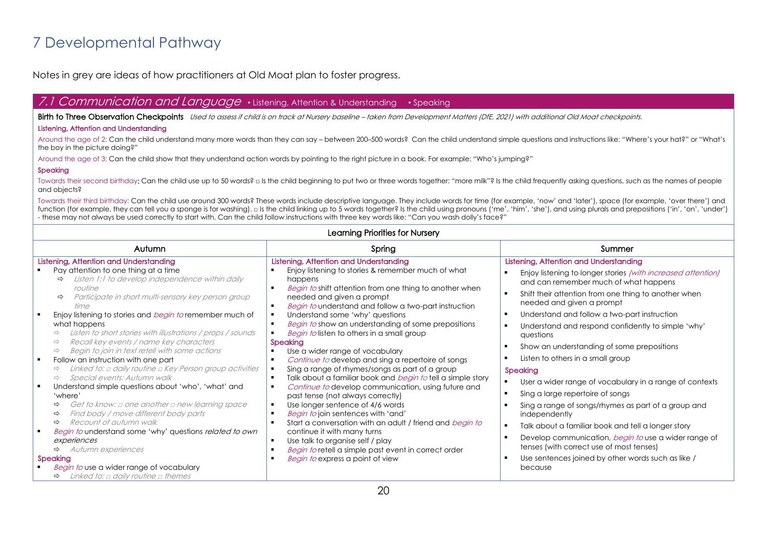# 7 Developmental Pathway

Notes in grey are ideas of how practitioners at Old Moat plan to foster progress.

## *7.1 Communication and Language* • Listening, Attention & Understanding • Speaking

**Birth to Three Observation Checkpoints** *Used to assess if child is on track at Nursery baseline – taken from Development Matters (DfE, 2021) with additional Old Moat checkpoints.*

**Listening, Attention and Understanding**

Around the age of 2: Can the child understand many more words than they can say – between 200–500 words? Can the child understand simple questions and instructions like: "Where's your hat?" or "What's the boy in the picture doing?"

Around the age of 3: Can the child show that they understand action words by pointing to the right picture in a book. For example: "Who's jumping?"

**Speaking**

Towards their second birthday: Can the child use up to 50 words? ▫ Is the child beginning to put two or three words together: "more milk"? Is the child frequently asking questions, such as the names of people and objects?

Towards their third birthday: Can the child use around 300 words? These words include descriptive language. They include words for time (for example, 'now' and 'later'), space (for example, 'over there') and function (for example, they can tell you a sponge is for washing). ▫ Is the child linking up to 5 words together? Is the child using pronouns ('me', 'him', 'she'), and using plurals and prepositions ('in', 'on', 'under') - these may not always be used correctly to start with. Can the child follow instructions with three key words like: "Can you wash dolly's face?"

### Learning Priorities for Nursery

| Autumn | Spring | Summer |
|---|---|---|
| **Listening, Attention and Understanding**<br>▪ Pay attention to one thing at a time<br>⇨ *Listen 1:1 to develop independence within daily routine*<br>⇨ *Participate in short multi-sensory key person group time*<br>▪ Enjoy listening to stories and *begin to* remember much of what happens<br>⇨ *Listen to short stories with illustrations / props / sounds*<br>⇨ *Recall key events / name key characters*<br>⇨ *Begin to join in text retell with some actions*<br>▪ Follow an instruction with one part<br>⇨ *Linked to: ▫ daily routine ▫ Key Person group activities*<br>⇨ *Special events: Autumn walk*<br>▪ Understand simple questions about 'who', 'what' and 'where'<br>⇨ *Get to know: ▫ one another ▫ new learning space*<br>⇨ *Find body / move different body parts*<br>⇨ *Recount of autumn walk*<br>▪ *Begin to* understand some 'why' questions *related to own experiences*<br>⇨ *Autumn experiences*<br>**Speaking**<br>▪ *Begin to* use a wider range of vocabulary<br>⇨ *Linked to: ▫ daily routine ▫ themes* | **Listening, Attention and Understanding**<br>▪ Enjoy listening to stories & remember much of what happens<br>▪ *Begin to* shift attention from one thing to another when needed and given a prompt<br>▪ *Begin to* understand and follow a two-part instruction<br>▪ Understand some 'why' questions<br>▪ *Begin to* show an understanding of some prepositions<br>▪ *Begin to* listen to others in a small group<br>**Speaking**<br>▪ Use a wider range of vocabulary<br>▪ *Continue to* develop and sing a repertoire of songs<br>▪ Sing a range of rhymes/songs as part of a group<br>▪ Talk about a familiar book and *begin to* tell a simple story<br>▪ *Continue to* develop communication, using future and past tense (not always correctly)<br>▪ Use longer sentence of 4/6 words<br>▪ *Begin to* join sentences with 'and'<br>▪ Start a conversation with an adult / friend and *begin to* continue it with many turns<br>▪ Use talk to organise self / play<br>▪ *Begin to* retell a simple past event in correct order<br>▪ *Begin to* express a point of view | **Listening, Attention and Understanding**<br>▪ Enjoy listening to longer stories *(with increased attention)* and can remember much of what happens<br>▪ Shift their attention from one thing to another when needed and given a prompt<br>▪ Understand and follow a two-part instruction<br>▪ Understand and respond confidently to simple 'why' questions<br>▪ Show an understanding of some prepositions<br>▪ Listen to others in a small group<br>**Speaking**<br>▪ User a wider range of vocabulary in a range of contexts<br>▪ Sing a large repertoire of songs<br>▪ Sing a range of songs/rhymes as part of a group and independently<br>▪ Talk about a familiar book and tell a longer story<br>▪ Develop communication, *begin to* use a wider range of tenses (with correct use of most tenses)<br>▪ Use sentences joined by other words such as like / because |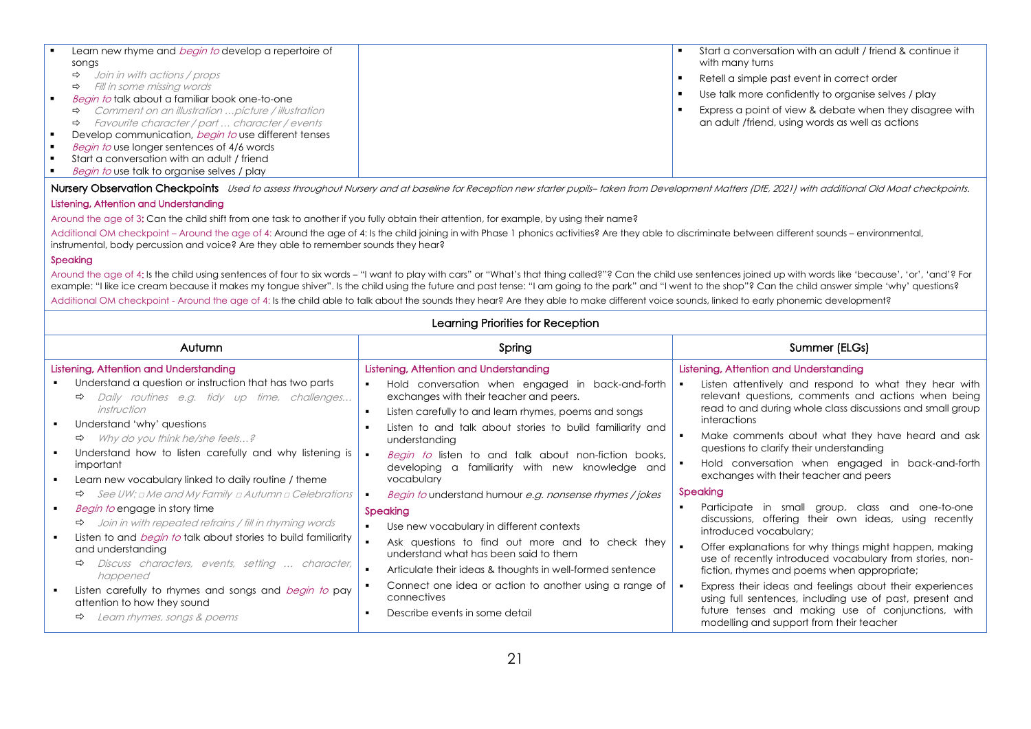| | | |
|---|---|---|
| ▪ Learn new rhyme and *begin to* develop a repertoire of songs<br>⇨ *Join in with actions / props*<br>⇨ *Fill in some missing words*<br>▪ *Begin to* talk about a familiar book one-to-one<br>⇨ *Comment on an illustration …picture / illustration*<br>⇨ *Favourite character / part … character / events*<br>▪ Develop communication, *begin to* use different tenses<br>▪ *Begin to* use longer sentences of 4/6 words<br>▪ Start a conversation with an adult / friend<br>▪ *Begin to* use talk to organise selves / play | | ▪ Start a conversation with an adult / friend & continue it with many turns<br>▪ Retell a simple past event in correct order<br>▪ Use talk more confidently to organise selves / play<br>▪ Express a point of view & debate when they disagree with an adult /friend, using words as well as actions |

**Nursery Observation Checkpoints** *Used to assess throughout Nursery and at baseline for Reception new starter pupils– taken from Development Matters (DfE, 2021) with additional Old Moat checkpoints.*

**Listening, Attention and Understanding**

Around the age of 3: Can the child shift from one task to another if you fully obtain their attention, for example, by using their name?

Additional OM checkpoint – Around the age of 4: Around the age of 4: Is the child joining in with Phase 1 phonics activities? Are they able to discriminate between different sounds – environmental, instrumental, body percussion and voice? Are they able to remember sounds they hear?

**Speaking**

Around the age of 4: Is the child using sentences of four to six words – "I want to play with cars" or "What's that thing called?"? Can the child use sentences joined up with words like 'because', 'or', 'and'? For example: "I like ice cream because it makes my tongue shiver". Is the child using the future and past tense: "I am going to the park" and "I went to the shop"? Can the child answer simple 'why' questions?

Additional OM checkpoint - Around the age of 4: Is the child able to talk about the sounds they hear? Are they able to make different voice sounds, linked to early phonemic development?

## Learning Priorities for Reception

| Autumn | Spring | Summer (ELGs) |
|---|---|---|
| **Listening, Attention and Understanding**<br>▪ Understand a question or instruction that has two parts<br>⇨ *Daily routines e.g. tidy up time, challenges… instruction*<br>▪ Understand 'why' questions<br>⇨ *Why do you think he/she feels…?*<br>▪ Understand how to listen carefully and why listening is important<br>▪ Learn new vocabulary linked to daily routine / theme<br>⇨ *See UW: □ Me and My Family □ Autumn □ Celebrations*<br>▪ *Begin to* engage in story time<br>⇨ *Join in with repeated refrains / fill in rhyming words*<br>▪ Listen to and *begin to* talk about stories to build familiarity and understanding<br>⇨ *Discuss characters, events, setting … character, happened*<br>▪ Listen carefully to rhymes and songs and *begin to* pay attention to how they sound<br>⇨ *Learn rhymes, songs & poems* | **Listening, Attention and Understanding**<br>▪ Hold conversation when engaged in back-and-forth exchanges with their teacher and peers.<br>▪ Listen carefully to and learn rhymes, poems and songs<br>▪ Listen to and talk about stories to build familiarity and understanding<br>▪ *Begin to* listen to and talk about non-fiction books, developing a familiarity with new knowledge and vocabulary<br>▪ *Begin to* understand humour *e.g. nonsense rhymes / jokes*<br>**Speaking**<br>▪ Use new vocabulary in different contexts<br>▪ Ask questions to find out more and to check they understand what has been said to them<br>▪ Articulate their ideas & thoughts in well-formed sentence<br>▪ Connect one idea or action to another using a range of connectives<br>▪ Describe events in some detail | **Listening, Attention and Understanding**<br>▪ Listen attentively and respond to what they hear with relevant questions, comments and actions when being read to and during whole class discussions and small group interactions<br>▪ Make comments about what they have heard and ask questions to clarify their understanding<br>▪ Hold conversation when engaged in back-and-forth exchanges with their teacher and peers<br>**Speaking**<br>▪ Participate in small group, class and one-to-one discussions, offering their own ideas, using recently introduced vocabulary;<br>▪ Offer explanations for why things might happen, making use of recently introduced vocabulary from stories, non-fiction, rhymes and poems when appropriate;<br>▪ Express their ideas and feelings about their experiences using full sentences, including use of past, present and future tenses and making use of conjunctions, with modelling and support from their teacher |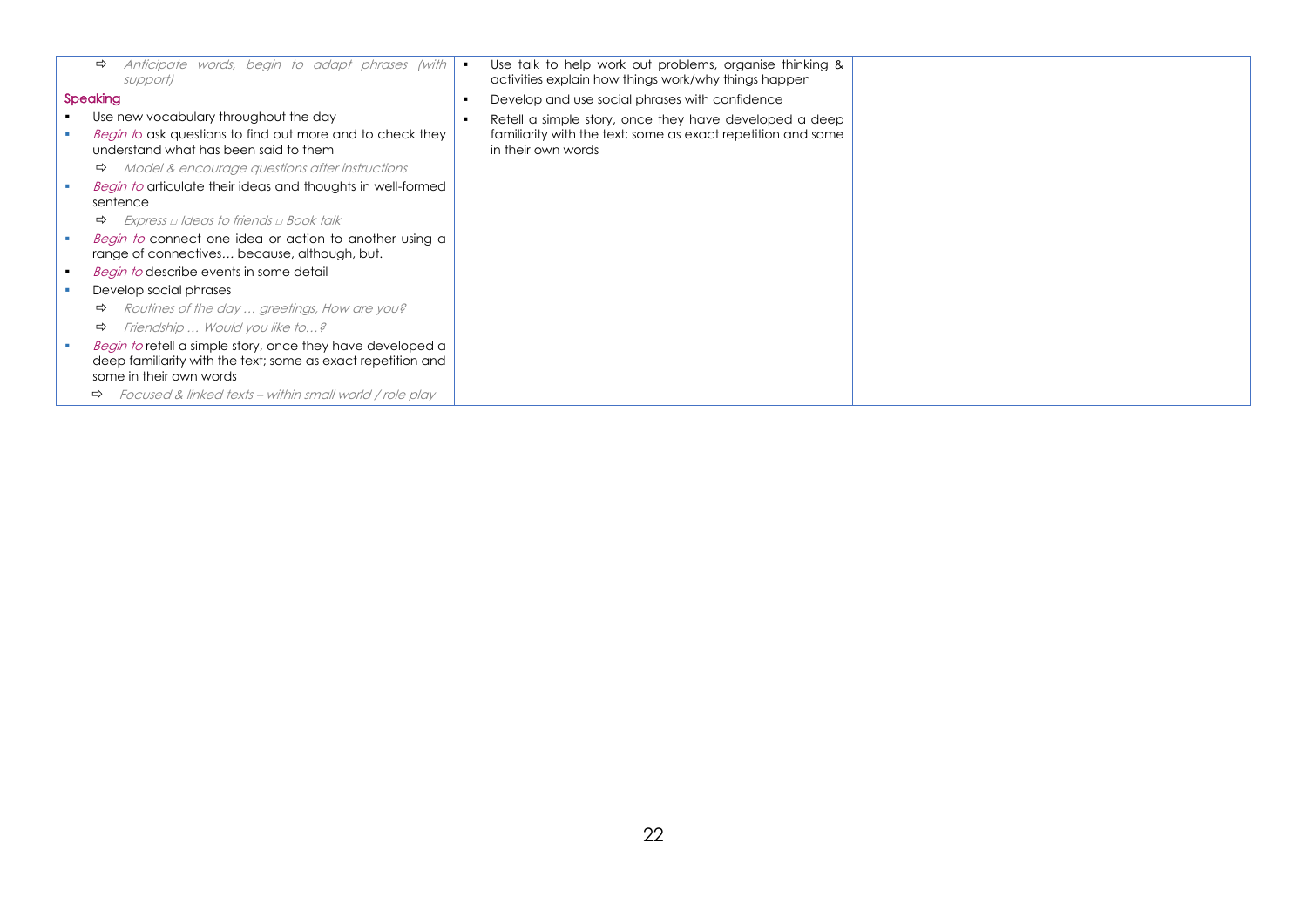| | | |
|---|---|---|
| ⇨ *Anticipate words, begin to adapt phrases (with support)*<br><br>**Speaking**<br>- Use new vocabulary throughout the day<br>- *Begin to* ask questions to find out more and to check they understand what has been said to them<br>  ⇨ *Model & encourage questions after instructions*<br>- *Begin to* articulate their ideas and thoughts in well-formed sentence<br>  ⇨ *Express □ Ideas to friends □ Book talk*<br>- *Begin to* connect one idea or action to another using a range of connectives… because, although, but.<br>- *Begin to* describe events in some detail<br>- Develop social phrases<br>  ⇨ *Routines of the day … greetings, How are you?*<br>  ⇨ *Friendship … Would you like to…?*<br>- *Begin to* retell a simple story, once they have developed a deep familiarity with the text; some as exact repetition and some in their own words<br>  ⇨ *Focused & linked texts – within small world / role play* | - Use talk to help work out problems, organise thinking & activities explain how things work/why things happen<br>- Develop and use social phrases with confidence<br>- Retell a simple story, once they have developed a deep familiarity with the text; some as exact repetition and some in their own words | |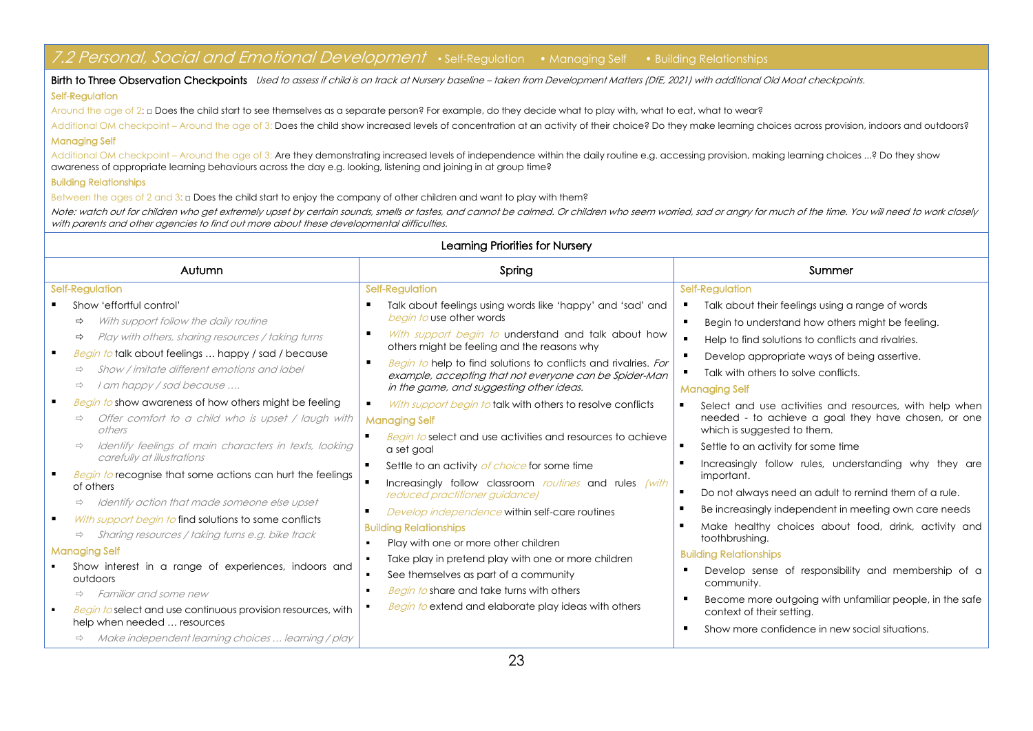## 7.2 Personal, Social and Emotional Development • Self-Regulation • Managing Self • Building Relationships

**Birth to Three Observation Checkpoints** *Used to assess if child is on track at Nursery baseline – taken from Development Matters (DfE, 2021) with additional Old Moat checkpoints.*

**Self-Regulation**

Around the age of 2: ◻ Does the child start to see themselves as a separate person? For example, do they decide what to play with, what to eat, what to wear?

Additional OM checkpoint – Around the age of 3: Does the child show increased levels of concentration at an activity of their choice? Do they make learning choices across provision, indoors and outdoors?

**Managing Self**

Additional OM checkpoint – Around the age of 3: Are they demonstrating increased levels of independence within the daily routine e.g. accessing provision, making learning choices ...? Do they show awareness of appropriate learning behaviours across the day e.g. looking, listening and joining in at group time?

**Building Relationships**

Between the ages of 2 and 3: ◻ Does the child start to enjoy the company of other children and want to play with them?

*Note: watch out for children who get extremely upset by certain sounds, smells or tastes, and cannot be calmed. Or children who seem worried, sad or angry for much of the time. You will need to work closely with parents and other agencies to find out more about these developmental difficulties.*

### Learning Priorities for Nursery

#### Autumn

**Self-Regulation**

- Show 'effortful control'
  - ⇨ *With support follow the daily routine*
  - ⇨ *Play with others, sharing resources / taking turns*
- *Begin to* talk about feelings … happy / sad / because
  - ⇨ *Show / imitate different emotions and label*
  - ⇨ *I am happy / sad because ….*
- *Begin to* show awareness of how others might be feeling
  - ⇨ *Offer comfort to a child who is upset / laugh with others*
  - ⇨ *Identify feelings of main characters in texts, looking carefully at illustrations*
- *Begin to* recognise that some actions can hurt the feelings of others
  - ⇨ *Identify action that made someone else upset*
- *With support begin to* find solutions to some conflicts
  - ⇨ *Sharing resources / taking turns e.g. bike track*

**Managing Self**

- Show interest in a range of experiences, indoors and outdoors
  - ⇨ *Familiar and some new*
- *Begin to* select and use continuous provision resources, with help when needed … resources
  - ⇨ *Make independent learning choices … learning / play*

#### Spring

**Self-Regulation**

- Talk about feelings using words like 'happy' and 'sad' and *begin to* use other words
- *With support begin to* understand and talk about how others might be feeling and the reasons why
- *Begin to* help to find solutions to conflicts and rivalries. *For example, accepting that not everyone can be Spider-Man in the game, and suggesting other ideas.*
- *With support begin to* talk with others to resolve conflicts

**Managing Self**

- *Begin to* select and use activities and resources to achieve a set goal
- Settle to an activity *of choice* for some time
- Increasingly follow classroom *routines* and rules *(with reduced practitioner guidance)*
- *Develop independence* within self-care routines

**Building Relationships**

- Play with one or more other children
- Take play in pretend play with one or more children
- See themselves as part of a community
- *Begin to* share and take turns with others
- *Begin to* extend and elaborate play ideas with others

#### Summer

**Self-Regulation**

- Talk about their feelings using a range of words
- Begin to understand how others might be feeling.
- Help to find solutions to conflicts and rivalries.
- Develop appropriate ways of being assertive.
- Talk with others to solve conflicts.

**Managing Self**

- Select and use activities and resources, with help when needed - to achieve a goal they have chosen, or one which is suggested to them.
- Settle to an activity for some time
- Increasingly follow rules, understanding why they are important.
- Do not always need an adult to remind them of a rule.
- Be increasingly independent in meeting own care needs
- Make healthy choices about food, drink, activity and toothbrushing.

**Building Relationships**

- Develop sense of responsibility and membership of a community.
- Become more outgoing with unfamiliar people, in the safe context of their setting.
- Show more confidence in new social situations.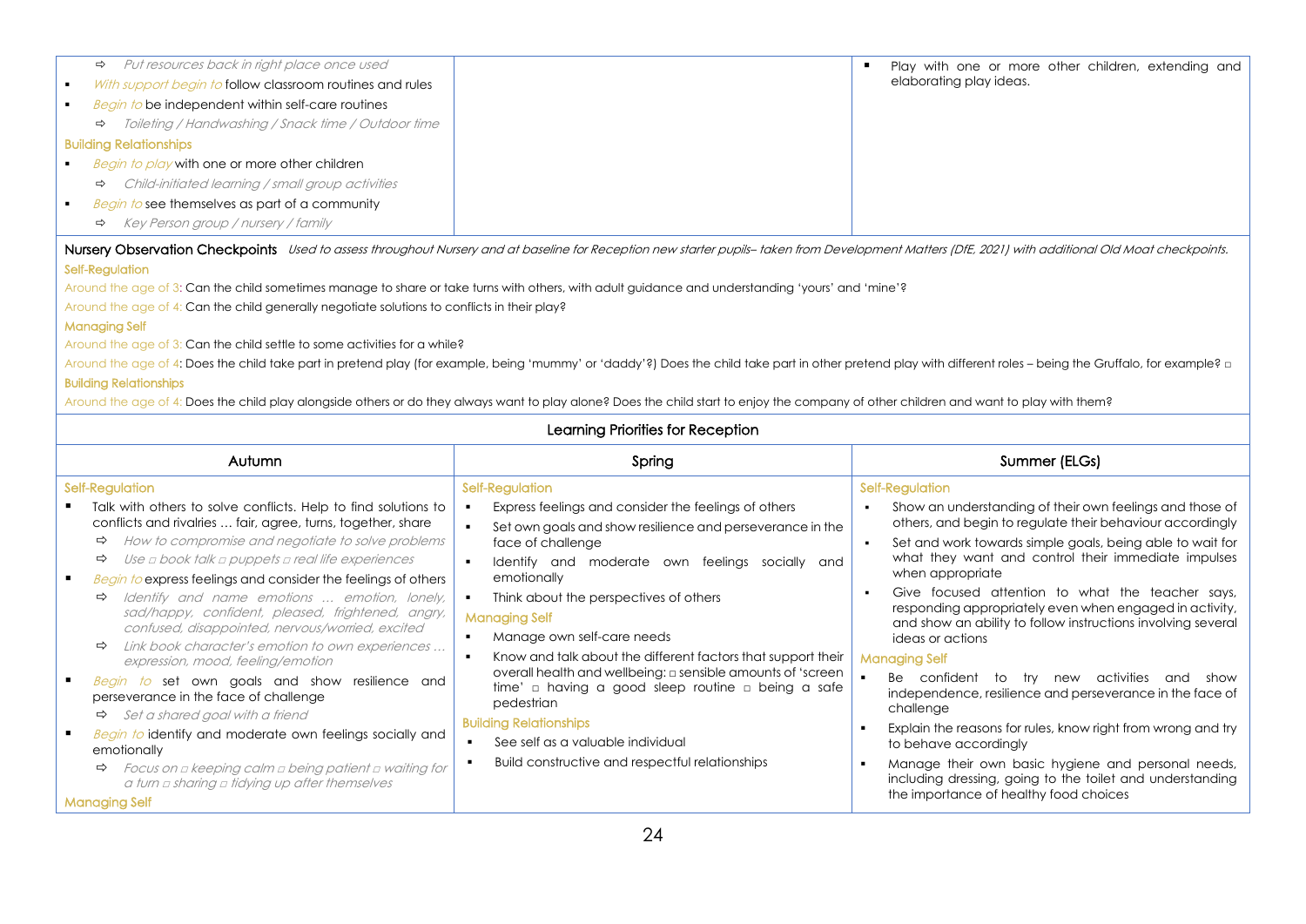| | | |
|---|---|---|
| ⇨ *Put resources back in right place once used*<br>▪ *With support begin to* follow classroom routines and rules<br>▪ *Begin to* be independent within self-care routines<br>⇨ *Toileting / Handwashing / Snack time / Outdoor time*<br>**Building Relationships**<br>▪ *Begin to play* with one or more other children<br>⇨ *Child-initiated learning / small group activities*<br>▪ *Begin to* see themselves as part of a community<br>⇨ *Key Person group / nursery / family* | | ▪ Play with one or more other children, extending and elaborating play ideas. |

**Nursery Observation Checkpoints** *Used to assess throughout Nursery and at baseline for Reception new starter pupils– taken from Development Matters (DfE, 2021) with additional Old Moat checkpoints.*

**Self-Regulation**

Around the age of 3: Can the child sometimes manage to share or take turns with others, with adult guidance and understanding 'yours' and 'mine'?

Around the age of 4: Can the child generally negotiate solutions to conflicts in their play?

**Managing Self**

Around the age of 3: Can the child settle to some activities for a while?

Around the age of 4: Does the child take part in pretend play (for example, being 'mummy' or 'daddy'?) Does the child take part in other pretend play with different roles – being the Gruffalo, for example? □

**Building Relationships**

Around the age of 4: Does the child play alongside others or do they always want to play alone? Does the child start to enjoy the company of other children and want to play with them?

**Learning Priorities for Reception**

| Autumn | Spring | Summer (ELGs) |
|---|---|---|
| **Self-Regulation**<br>▪ Talk with others to solve conflicts. Help to find solutions to conflicts and rivalries … fair, agree, turns, together, share<br>⇨ *How to compromise and negotiate to solve problems*<br>⇨ *Use □ book talk □ puppets □ real life experiences*<br>▪ *Begin to* express feelings and consider the feelings of others<br>⇨ *Identify and name emotions … emotion, lonely, sad/happy, confident, pleased, frightened, angry, confused, disappointed, nervous/worried, excited*<br>⇨ *Link book character's emotion to own experiences … expression, mood, feeling/emotion*<br>▪ *Begin to* set own goals and show resilience and perseverance in the face of challenge<br>⇨ *Set a shared goal with a friend*<br>▪ *Begin to* identify and moderate own feelings socially and emotionally<br>⇨ *Focus on □ keeping calm □ being patient □ waiting for a turn □ sharing □ tidying up after themselves*<br>**Managing Self** | **Self-Regulation**<br>▪ Express feelings and consider the feelings of others<br>▪ Set own goals and show resilience and perseverance in the face of challenge<br>▪ Identify and moderate own feelings socially and emotionally<br>▪ Think about the perspectives of others<br>**Managing Self**<br>▪ Manage own self-care needs<br>▪ Know and talk about the different factors that support their overall health and wellbeing: □ sensible amounts of 'screen time' □ having a good sleep routine □ being a safe pedestrian<br>**Building Relationships**<br>▪ See self as a valuable individual<br>▪ Build constructive and respectful relationships | **Self-Regulation**<br>▪ Show an understanding of their own feelings and those of others, and begin to regulate their behaviour accordingly<br>▪ Set and work towards simple goals, being able to wait for what they want and control their immediate impulses when appropriate<br>▪ Give focused attention to what the teacher says, responding appropriately even when engaged in activity, and show an ability to follow instructions involving several ideas or actions<br>**Managing Self**<br>▪ Be confident to try new activities and show independence, resilience and perseverance in the face of challenge<br>▪ Explain the reasons for rules, know right from wrong and try to behave accordingly<br>▪ Manage their own basic hygiene and personal needs, including dressing, going to the toilet and understanding the importance of healthy food choices |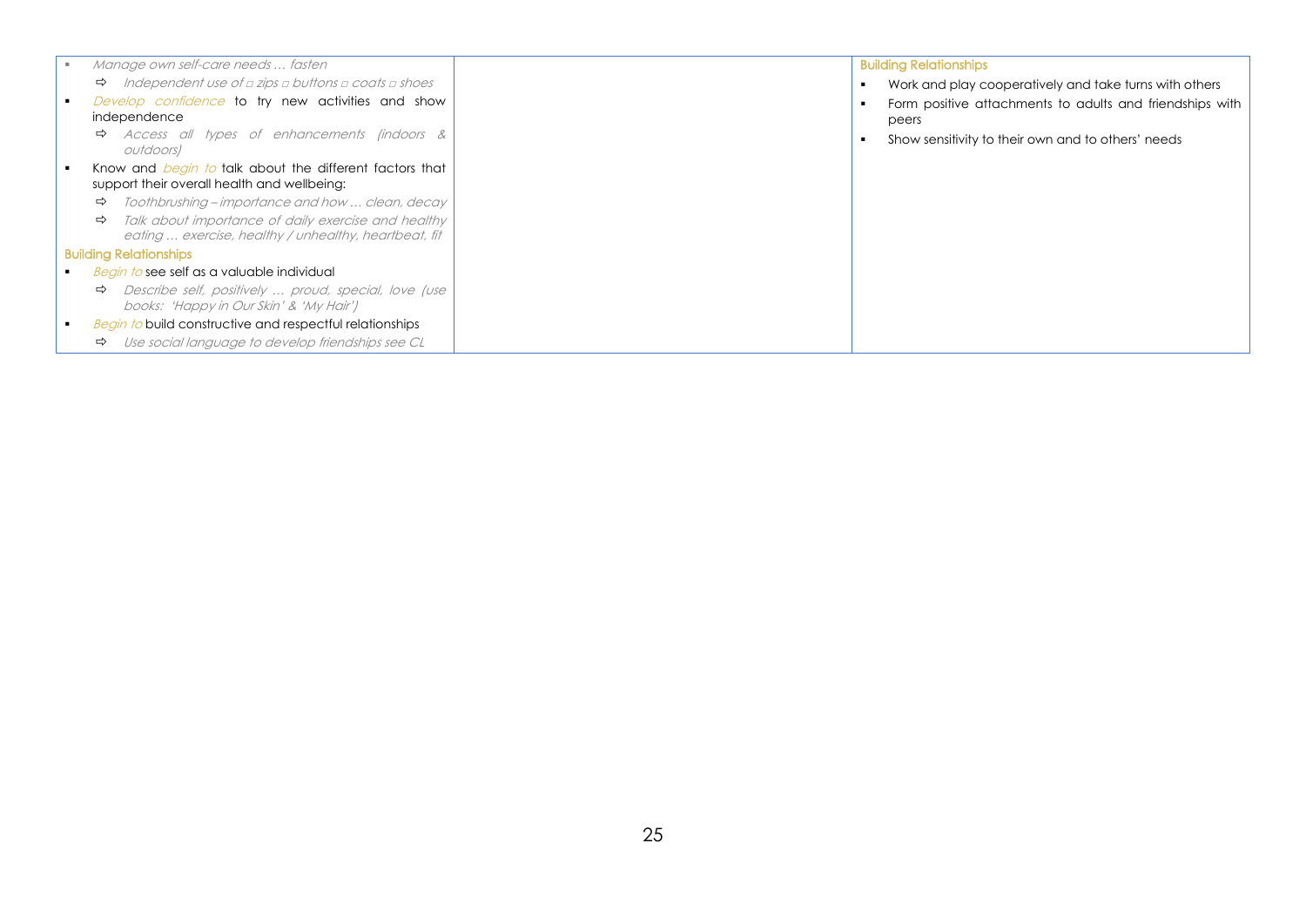| | | |
|---|---|---|
| ▪ *Manage own self-care needs … fasten*<br>⇨ *Independent use of □ zips □ buttons □ coats □ shoes*<br>▪ *Develop confidence* to try new activities and show independence<br>⇨ *Access all types of enhancements (indoors & outdoors)*<br>▪ Know and *begin to* talk about the different factors that support their overall health and wellbeing:<br>⇨ *Toothbrushing – importance and how … clean, decay*<br>⇨ *Talk about importance of daily exercise and healthy eating … exercise, healthy / unhealthy, heartbeat, fit*<br>**Building Relationships**<br>▪ *Begin to* see self as a valuable individual<br>⇨ *Describe self, positively … proud, special, love (use books: 'Happy in Our Skin' & 'My Hair')*<br>▪ *Begin to* build constructive and respectful relationships<br>⇨ *Use social language to develop friendships see CL* | | **Building Relationships**<br>▪ Work and play cooperatively and take turns with others<br>▪ Form positive attachments to adults and friendships with peers<br>▪ Show sensitivity to their own and to others' needs |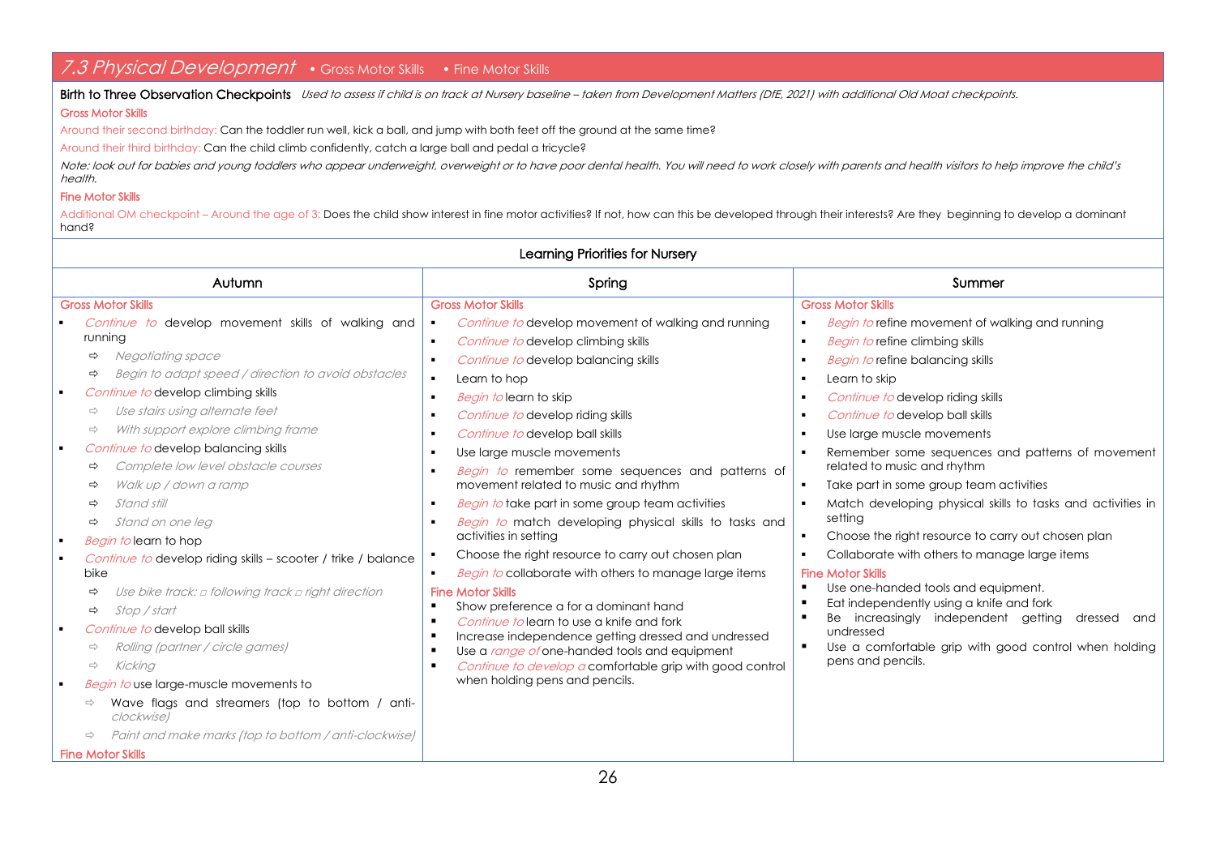## *7.3 Physical Development* • Gross Motor Skills • Fine Motor Skills

**Birth to Three Observation Checkpoints** *Used to assess if child is on track at Nursery baseline – taken from Development Matters (DfE, 2021) with additional Old Moat checkpoints.*

**Gross Motor Skills**

Around their second birthday: Can the toddler run well, kick a ball, and jump with both feet off the ground at the same time?

Around their third birthday: Can the child climb confidently, catch a large ball and pedal a tricycle?

*Note: look out for babies and young toddlers who appear underweight, overweight or to have poor dental health. You will need to work closely with parents and health visitors to help improve the child's health.*

**Fine Motor Skills**

Additional OM checkpoint – Around the age of 3: Does the child show interest in fine motor activities? If not, how can this be developed through their interests? Are they beginning to develop a dominant hand?

### Learning Priorities for Nursery

| Autumn | Spring | Summer |
|---|---|---|
| **Gross Motor Skills**<br>▪ *Continue to* develop movement skills of walking and running<br>⇨ *Negotiating space*<br>⇨ *Begin to adapt speed / direction to avoid obstacles*<br>▪ *Continue to* develop climbing skills<br>⇨ *Use stairs using alternate feet*<br>⇨ *With support explore climbing frame*<br>▪ *Continue to* develop balancing skills<br>⇨ *Complete low level obstacle courses*<br>⇨ *Walk up / down a ramp*<br>⇨ *Stand still*<br>⇨ *Stand on one leg*<br>▪ *Begin to* learn to hop<br>▪ *Continue to* develop riding skills – scooter / trike / balance bike<br>⇨ *Use bike track: □ following track □ right direction*<br>⇨ *Stop / start*<br>▪ *Continue to* develop ball skills<br>⇨ *Rolling (partner / circle games)*<br>⇨ *Kicking*<br>▪ *Begin to* use large-muscle movements to<br>⇨ Wave flags and streamers (top to bottom / anti-clockwise)<br>⇨ *Paint and make marks (top to bottom / anti-clockwise)*<br>**Fine Motor Skills** | **Gross Motor Skills**<br>▪ *Continue to* develop movement of walking and running<br>▪ *Continue to* develop climbing skills<br>▪ *Continue to* develop balancing skills<br>▪ Learn to hop<br>▪ *Begin to* learn to skip<br>▪ *Continue to* develop riding skills<br>▪ *Continue to* develop ball skills<br>▪ Use large muscle movements<br>▪ *Begin to* remember some sequences and patterns of movement related to music and rhythm<br>▪ *Begin to* take part in some group team activities<br>▪ *Begin to* match developing physical skills to tasks and activities in setting<br>▪ Choose the right resource to carry out chosen plan<br>▪ *Begin to* collaborate with others to manage large items<br>**Fine Motor Skills**<br>▪ Show preference a for a dominant hand<br>▪ *Continue to* learn to use a knife and fork<br>▪ Increase independence getting dressed and undressed<br>▪ Use a *range of* one-handed tools and equipment<br>▪ *Continue to develop a* comfortable grip with good control when holding pens and pencils. | **Gross Motor Skills**<br>▪ *Begin to* refine movement of walking and running<br>▪ *Begin to* refine climbing skills<br>▪ *Begin to* refine balancing skills<br>▪ Learn to skip<br>▪ *Continue to* develop riding skills<br>▪ *Continue to* develop ball skills<br>▪ Use large muscle movements<br>▪ Remember some sequences and patterns of movement related to music and rhythm<br>▪ Take part in some group team activities<br>▪ Match developing physical skills to tasks and activities in setting<br>▪ Choose the right resource to carry out chosen plan<br>▪ Collaborate with others to manage large items<br>**Fine Motor Skills**<br>▪ Use one-handed tools and equipment.<br>▪ Eat independently using a knife and fork<br>▪ Be increasingly independent getting dressed and undressed<br>▪ Use a comfortable grip with good control when holding pens and pencils. |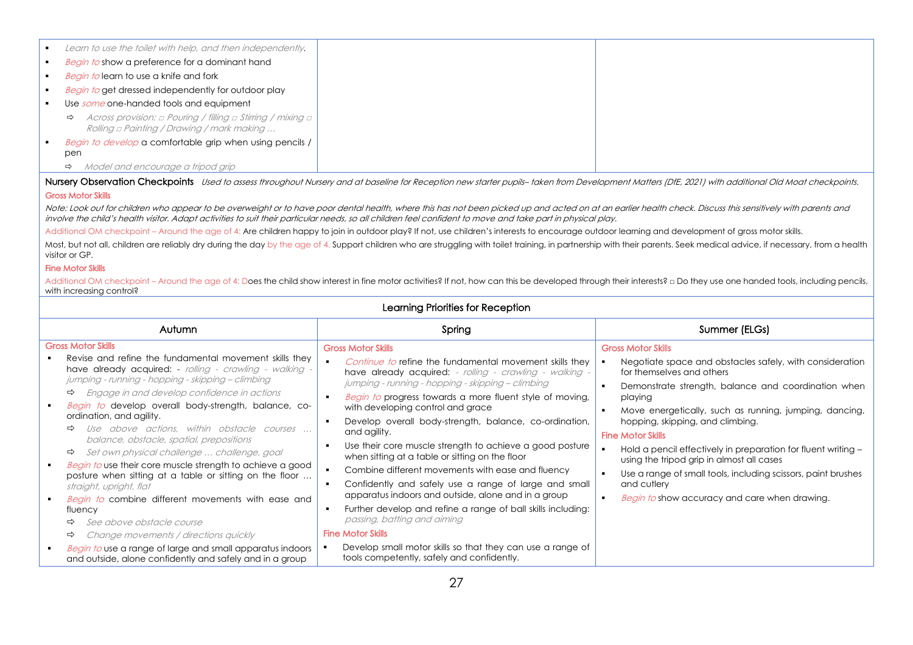| | | |
|---|---|---|
| ▪ *Learn to use the toilet with help, and then independently.*<br>▪ *Begin to* show a preference for a dominant hand<br>▪ *Begin to* learn to use a knife and fork<br>▪ *Begin to* get dressed independently for outdoor play<br>▪ Use *some* one-handed tools and equipment<br>⇨ *Across provision: □ Pouring / filling □ Stirring / mixing □ Rolling □ Painting / Drawing / mark making …*<br>▪ *Begin to develop* a comfortable grip when using pencils / pen<br>⇨ *Model and encourage a tripod grip* | | |

**Nursery Observation Checkpoints** *Used to assess throughout Nursery and at baseline for Reception new starter pupils– taken from Development Matters (DfE, 2021) with additional Old Moat checkpoints.*

Gross Motor Skills

*Note: Look out for children who appear to be overweight or to have poor dental health, where this has not been picked up and acted on at an earlier health check. Discuss this sensitively with parents and involve the child's health visitor. Adapt activities to suit their particular needs, so all children feel confident to move and take part in physical play.*

Additional OM checkpoint – Around the age of 4: Are children happy to join in outdoor play? If not, use children's interests to encourage outdoor learning and development of gross motor skills.

Most, but not all, children are reliably dry during the day by the age of 4. Support children who are struggling with toilet training, in partnership with their parents. Seek medical advice, if necessary, from a health visitor or GP.

Fine Motor Skills

Additional OM checkpoint – Around the age of 4: Does the child show interest in fine motor activities? If not, how can this be developed through their interests? □ Do they use one handed tools, including pencils, with increasing control?

**Learning Priorities for Reception**

| Autumn | Spring | Summer (ELGs) |
|---|---|---|
| Gross Motor Skills<br>▪ Revise and refine the fundamental movement skills they have already acquired: - *rolling - crawling - walking - jumping - running - hopping - skipping – climbing*<br>⇨ *Engage in and develop confidence in actions*<br>▪ *Begin to* develop overall body-strength, balance, co-ordination, and agility.<br>⇨ *Use above actions, within obstacle courses … balance, obstacle, spatial, prepositions*<br>⇨ *Set own physical challenge … challenge, goal*<br>▪ *Begin to* use their core muscle strength to achieve a good posture when sitting at a table or sitting on the floor … *straight, upright, flat*<br>▪ *Begin to* combine different movements with ease and fluency<br>⇨ *See above obstacle course*<br>⇨ *Change movements / directions quickly*<br>▪ *Begin to* use a range of large and small apparatus indoors and outside, alone confidently and safely and in a group | Gross Motor Skills<br>▪ *Continue to* refine the fundamental movement skills they have already acquired: *- rolling - crawling - walking - jumping - running - hopping - skipping – climbing*<br>▪ *Begin to* progress towards a more fluent style of moving, with developing control and grace<br>▪ Develop overall body-strength, balance, co-ordination, and agility.<br>▪ Use their core muscle strength to achieve a good posture when sitting at a table or sitting on the floor<br>▪ Combine different movements with ease and fluency<br>▪ Confidently and safely use a range of large and small apparatus indoors and outside, alone and in a group<br>▪ Further develop and refine a range of ball skills including: *passing, batting and aiming*<br>Fine Motor Skills<br>▪ Develop small motor skills so that they can use a range of tools competently, safely and confidently. | Gross Motor Skills<br>▪ Negotiate space and obstacles safely, with consideration for themselves and others<br>▪ Demonstrate strength, balance and coordination when playing<br>▪ Move energetically, such as running, jumping, dancing, hopping, skipping, and climbing.<br>Fine Motor Skills<br>▪ Hold a pencil effectively in preparation for fluent writing – using the tripod grip in almost all cases<br>▪ Use a range of small tools, including scissors, paint brushes and cutlery<br>▪ *Begin to* show accuracy and care when drawing. |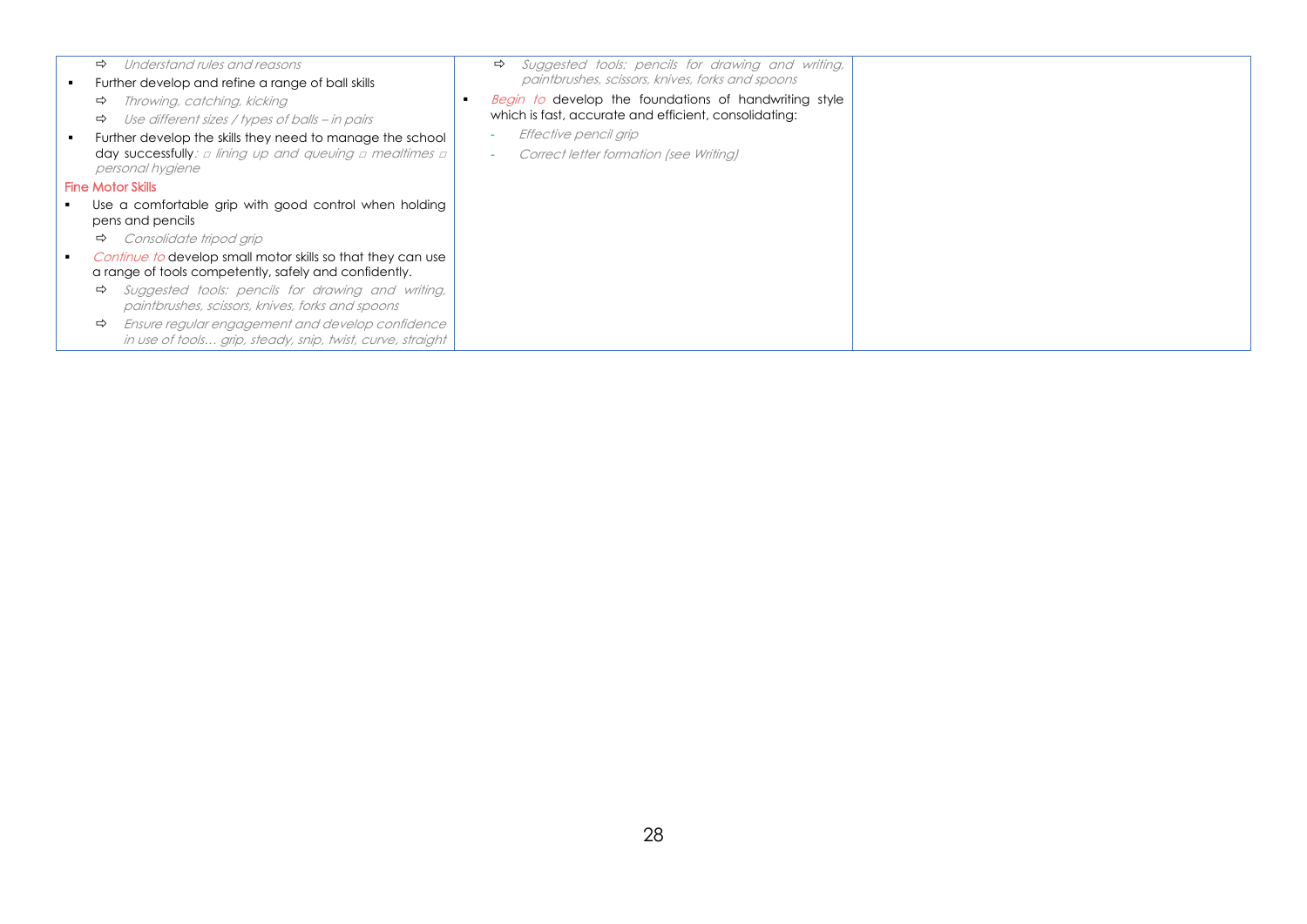| | | |
|---|---|---|
| ⇨ *Understand rules and reasons*<br>▪ Further develop and refine a range of ball skills<br>⇨ *Throwing, catching, kicking*<br>⇨ *Use different sizes / types of balls – in pairs*<br>▪ Further develop the skills they need to manage the school day successfully: *□ lining up and queuing □ mealtimes □ personal hygiene*<br>**Fine Motor Skills**<br>▪ Use a comfortable grip with good control when holding pens and pencils<br>⇨ *Consolidate tripod grip*<br>▪ *Continue to* develop small motor skills so that they can use a range of tools competently, safely and confidently.<br>⇨ *Suggested tools: pencils for drawing and writing, paintbrushes, scissors, knives, forks and spoons*<br>⇨ *Ensure regular engagement and develop confidence in use of tools… grip, steady, snip, twist, curve, straight* | ⇨ *Suggested tools: pencils for drawing and writing, paintbrushes, scissors, knives, forks and spoons*<br>▪ *Begin to* develop the foundations of handwriting style which is fast, accurate and efficient, consolidating:<br>- *Effective pencil grip*<br>- *Correct letter formation (see Writing)* | |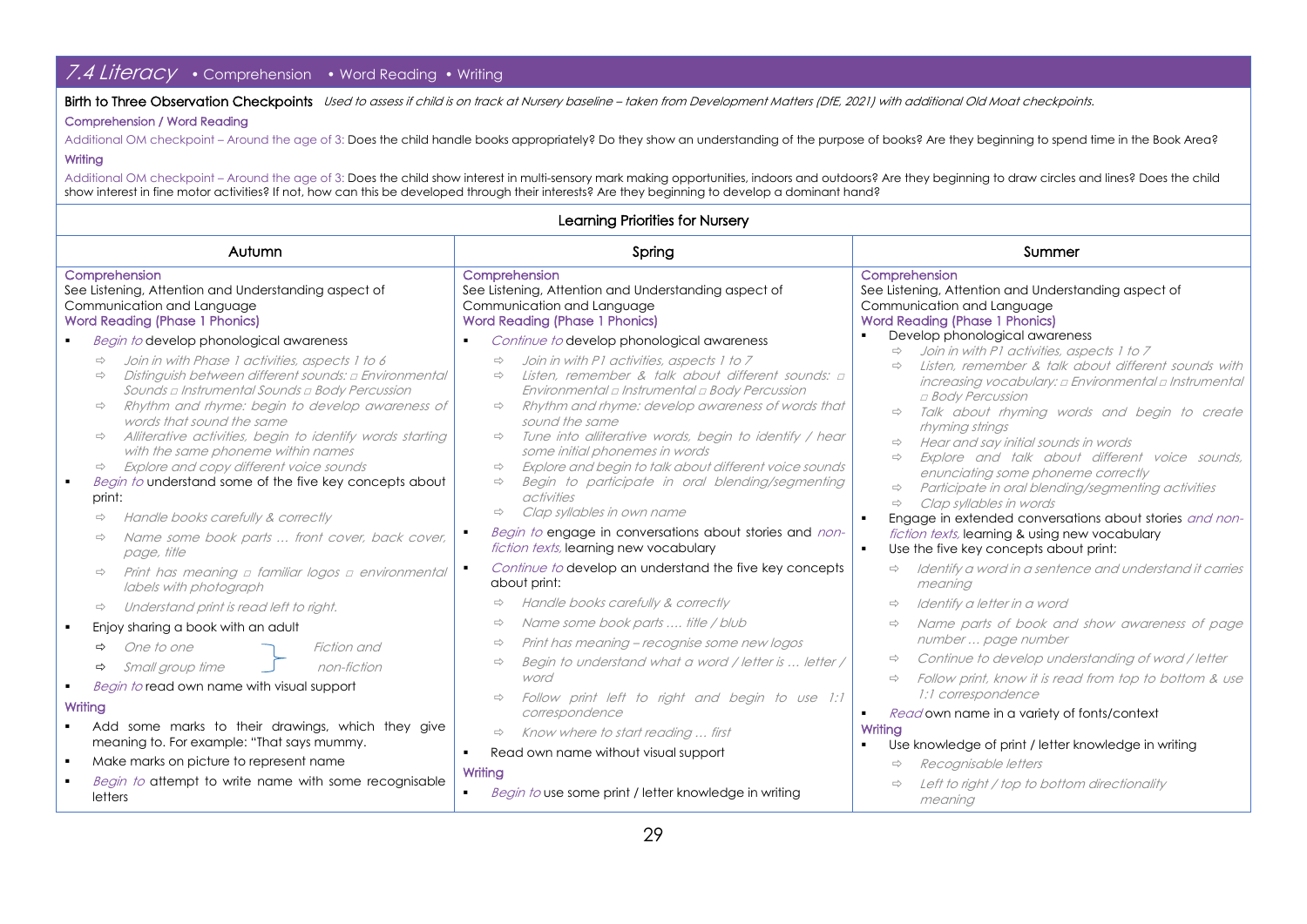## 7.4 Literacy • Comprehension • Word Reading • Writing

**Birth to Three Observation Checkpoints** *Used to assess if child is on track at Nursery baseline – taken from Development Matters (DfE, 2021) with additional Old Moat checkpoints.*

**Comprehension / Word Reading**

Additional OM checkpoint – Around the age of 3: Does the child handle books appropriately? Do they show an understanding of the purpose of books? Are they beginning to spend time in the Book Area?

**Writing**

Additional OM checkpoint – Around the age of 3: Does the child show interest in multi-sensory mark making opportunities, indoors and outdoors? Are they beginning to draw circles and lines? Does the child show interest in fine motor activities? If not, how can this be developed through their interests? Are they beginning to develop a dominant hand?

### Learning Priorities for Nursery

| Autumn | Spring | Summer |
|---|---|---|
| **Comprehension**<br>See Listening, Attention and Understanding aspect of Communication and Language<br>**Word Reading (Phase 1 Phonics)**<br>▪ *Begin to* develop phonological awareness<br>⇨ *Join in with Phase 1 activities, aspects 1 to 6*<br>⇨ *Distinguish between different sounds: ▫ Environmental Sounds ▫ Instrumental Sounds ▫ Body Percussion*<br>⇨ *Rhythm and rhyme: begin to develop awareness of words that sound the same*<br>⇨ *Alliterative activities, begin to identify words starting with the same phoneme within names*<br>⇨ *Explore and copy different voice sounds*<br>▪ *Begin to* understand some of the five key concepts about print:<br>⇨ *Handle books carefully & correctly*<br>⇨ *Name some book parts … front cover, back cover, page, title*<br>⇨ *Print has meaning ▫ familiar logos ▫ environmental labels with photograph*<br>⇨ *Understand print is read left to right.*<br>▪ Enjoy sharing a book with an adult<br>⇨ *One to one* / ⇨ *Small group time* — *Fiction and non-fiction*<br>▪ *Begin to* read own name with visual support<br>**Writing**<br>▪ Add some marks to their drawings, which they give meaning to. For example: "That says mummy.<br>▪ Make marks on picture to represent name<br>▪ *Begin to* attempt to write name with some recognisable letters | **Comprehension**<br>See Listening, Attention and Understanding aspect of Communication and Language<br>**Word Reading (Phase 1 Phonics)**<br>▪ *Continue to* develop phonological awareness<br>⇨ *Join in with P1 activities, aspects 1 to 7*<br>⇨ *Listen, remember & talk about different sounds: ▫ Environmental ▫ Instrumental ▫ Body Percussion*<br>⇨ *Rhythm and rhyme: develop awareness of words that sound the same*<br>⇨ *Tune into alliterative words, begin to identify / hear some initial phonemes in words*<br>⇨ *Explore and begin to talk about different voice sounds*<br>⇨ *Begin to participate in oral blending/segmenting activities*<br>⇨ *Clap syllables in own name*<br>▪ *Begin to* engage in conversations about stories and *non-fiction texts*, learning new vocabulary<br>▪ *Continue to* develop an understand the five key concepts about print:<br>⇨ *Handle books carefully & correctly*<br>⇨ *Name some book parts …. title / blub*<br>⇨ *Print has meaning – recognise some new logos*<br>⇨ *Begin to understand what a word / letter is … letter / word*<br>⇨ *Follow print left to right and begin to use 1:1 correspondence*<br>⇨ *Know where to start reading … first*<br>▪ Read own name without visual support<br>**Writing**<br>▪ *Begin to* use some print / letter knowledge in writing | **Comprehension**<br>See Listening, Attention and Understanding aspect of Communication and Language<br>**Word Reading (Phase 1 Phonics)**<br>▪ Develop phonological awareness<br>⇨ *Join in with P1 activities, aspects 1 to 7*<br>⇨ *Listen, remember & talk about different sounds with increasing vocabulary: ▫ Environmental ▫ Instrumental ▫ Body Percussion*<br>⇨ *Talk about rhyming words and begin to create rhyming strings*<br>⇨ *Hear and say initial sounds in words*<br>⇨ *Explore and talk about different voice sounds, enunciating some phoneme correctly*<br>⇨ *Participate in oral blending/segmenting activities*<br>⇨ *Clap syllables in words*<br>▪ Engage in extended conversations about stories *and non-fiction texts*, learning & using new vocabulary<br>▪ Use the five key concepts about print:<br>⇨ *Identify a word in a sentence and understand it carries meaning*<br>⇨ *Identify a letter in a word*<br>⇨ *Name parts of book and show awareness of page number … page number*<br>⇨ *Continue to develop understanding of word / letter*<br>⇨ *Follow print, know it is read from top to bottom & use 1:1 correspondence*<br>▪ *Read* own name in a variety of fonts/context<br>**Writing**<br>▪ Use knowledge of print / letter knowledge in writing<br>⇨ *Recognisable letters*<br>⇨ *Left to right / top to bottom directionality meaning* |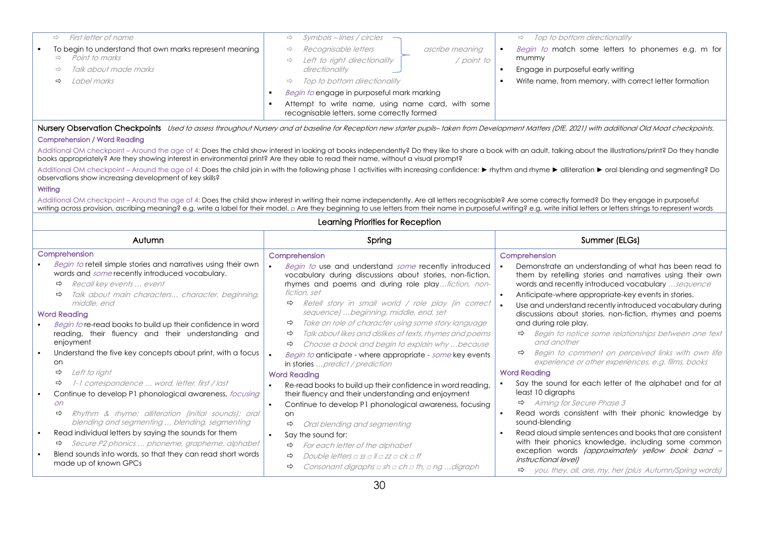| | | |
|---|---|---|
| ⇨ *First letter of name*<br>▪ To begin to understand that own marks represent meaning<br>⇨ *Point to marks*<br>⇨ *Talk about made marks*<br>⇨ *Label marks* | ⇨ *Symbols – lines / circles*<br>⇨ *Recognisable letters*<br>⇨ *Left to right directionality*<br>⇨ *Top to bottom directionality*<br>*ascribe meaning / point to directionality*<br>▪ *Begin to* engage in purposeful mark marking<br>▪ Attempt to write name, using name card, with some recognisable letters, some correctly formed | ⇨ *Top to bottom directionality*<br>▪ *Begin to* match some letters to phonemes e.g. m for mummy<br>▪ Engage in purposeful early writing<br>▪ Write name, from memory, with correct letter formation |

**Nursery Observation Checkpoints** *Used to assess throughout Nursery and at baseline for Reception new starter pupils– taken from Development Matters (DfE, 2021) with additional Old Moat checkpoints.*

**Comprehension / Word Reading**

Additional OM checkpoint – Around the age of 4: Does the child show interest in looking at books independently? Do they like to share a book with an adult, talking about the illustrations/print? Do they handle books appropriately? Are they showing interest in environmental print? Are they able to read their name, without a visual prompt?

Additional OM checkpoint – Around the age of 4: Does the child join in with the following phase 1 activities with increasing confidence: ► rhythm and rhyme ► alliteration ► oral blending and segmenting? Do observations show increasing development of key skills?

**Writing**

Additional OM checkpoint – Around the age of 4: Does the child show interest in writing their name independently. Are all letters recognisable? Are some correctly formed? Do they engage in purposeful writing across provision, ascribing meaning? e.g. write a label for their model. □ Are they beginning to use letters from their name in purposeful writing? e.g. write initial letters or letters strings to represent words

## Learning Priorities for Reception

| Autumn | Spring | Summer (ELGs) |
|---|---|---|
| **Comprehension**<br>▪ *Begin to* retell simple stories and narratives using their own words and *some* recently introduced vocabulary.<br>⇨ *Recall key events … event*<br>⇨ *Talk about main characters… character, beginning, middle, end*<br>**Word Reading**<br>▪ *Begin to* re-read books to build up their confidence in word reading, their fluency and their understanding and enjoyment<br>▪ Understand the five key concepts about print, with a focus on<br>⇨ *Left to right*<br>⇨ *1-1 correspondence … word, letter, first / last*<br>▪ Continue to develop P1 phonological awareness, *focusing on*<br>⇨ *Rhythm & rhyme; alliteration (initial sounds); oral blending and segmenting … blending, segmenting*<br>▪ Read individual letters by saying the sounds for them<br>⇨ *Secure P2 phonics … phoneme, grapheme, alphabet*<br>▪ Blend sounds into words, so that they can read short words made up of known GPCs | **Comprehension**<br>▪ *Begin to* use and understand *some* recently introduced vocabulary during discussions about stories, non-fiction, rhymes and poems and during role play*…fiction, non-fiction, set*<br>⇨ *Retell story in small world / role play (in correct sequence) …beginning, middle, end, set*<br>⇨ *Take on role of character using some story language*<br>⇨ *Talk about likes and dislikes of texts, rhymes and poems*<br>⇨ *Choose a book and begin to explain why …because*<br>▪ *Begin to* anticipate - where appropriate - *some* key events in stories *…predict / prediction*<br>**Word Reading**<br>▪ Re-read books to build up their confidence in word reading, their fluency and their understanding and enjoyment<br>▪ Continue to develop P1 phonological awareness, focusing on<br>⇨ *Oral blending and segmenting*<br>▪ Say the sound for:<br>⇨ *For each letter of the alphabet*<br>⇨ *Double letters □ ss □ ll □ zz □ ck □ ff*<br>⇨ *Consonant digraphs □ sh □ ch □ th, □ ng …digraph* | **Comprehension**<br>▪ Demonstrate an understanding of what has been read to them by retelling stories and narratives using their own words and recently introduced vocabulary *…sequence*<br>▪ Anticipate-where appropriate-key events in stories.<br>▪ Use and understand recently introduced vocabulary during discussions about stories, non-fiction, rhymes and poems and during role play.<br>⇨ *Begin to notice some relationships between one text and another*<br>⇨ *Begin to comment on perceived links with own life experience or other experiences, e.g. films, books*<br>**Word Reading**<br>▪ Say the sound for each letter of the alphabet and for at least 10 digraphs<br>⇨ *Aiming for Secure Phase 3*<br>▪ Read words consistent with their phonic knowledge by sound-blending<br>▪ Read aloud simple sentences and books that are consistent with their phonics knowledge, including some common exception words *(approximately yellow book band – instructional level)*<br>⇨ *you, they, all, are, my, her (plus Autumn/Spring words)* |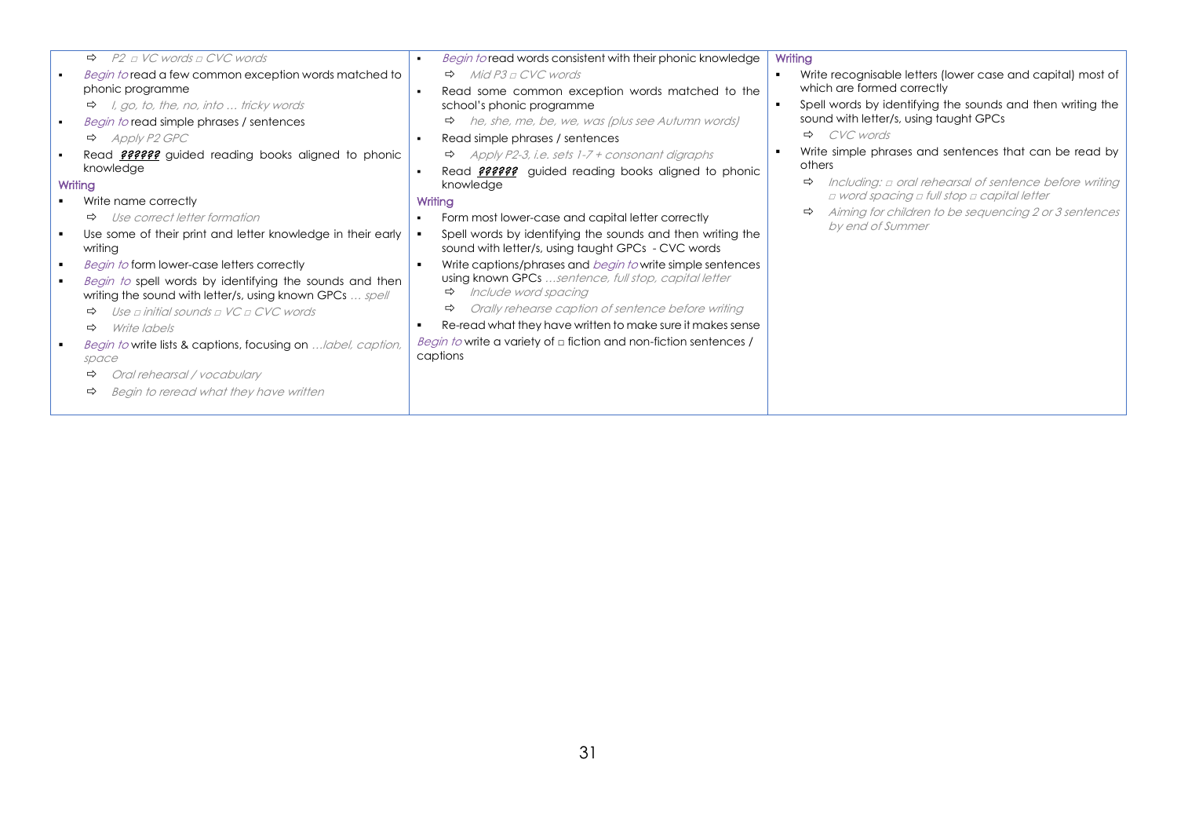| | | |
|---|---|---|
| ⇨ *P2 □ VC words □ CVC words*<br>▪ *Begin to* read a few common exception words matched to phonic programme<br>⇨ *I, go, to, the, no, into … tricky words*<br>▪ *Begin to* read simple phrases / sentences<br>⇨ *Apply P2 GPC*<br>▪ Read ***??????*** guided reading books aligned to phonic knowledge<br>**Writing**<br>▪ Write name correctly<br>⇨ *Use correct letter formation*<br>▪ Use some of their print and letter knowledge in their early writing<br>▪ *Begin to* form lower-case letters correctly<br>▪ *Begin to* spell words by identifying the sounds and then writing the sound with letter/s, using known GPCs *… spell*<br>⇨ *Use □ initial sounds □ VC □ CVC words*<br>⇨ *Write labels*<br>▪ *Begin to* write lists & captions, focusing on *…label, caption, space*<br>⇨ *Oral rehearsal / vocabulary*<br>⇨ *Begin to reread what they have written* | ▪ *Begin to* read words consistent with their phonic knowledge<br>⇨ *Mid P3 □ CVC words*<br>▪ Read some common exception words matched to the school's phonic programme<br>⇨ *he, she, me, be, we, was (plus see Autumn words)*<br>▪ Read simple phrases / sentences<br>⇨ *Apply P2-3, i.e. sets 1-7 + consonant digraphs*<br>▪ Read ***??????*** guided reading books aligned to phonic knowledge<br>**Writing**<br>▪ Form most lower-case and capital letter correctly<br>▪ Spell words by identifying the sounds and then writing the sound with letter/s, using taught GPCs - CVC words<br>▪ Write captions/phrases and *begin to* write simple sentences using known GPCs *…sentence, full stop, capital letter*<br>⇨ *Include word spacing*<br>⇨ *Orally rehearse caption of sentence before writing*<br>▪ Re-read what they have written to make sure it makes sense<br>*Begin to* write a variety of □ fiction and non-fiction sentences / captions | **Writing**<br>▪ Write recognisable letters (lower case and capital) most of which are formed correctly<br>▪ Spell words by identifying the sounds and then writing the sound with letter/s, using taught GPCs<br>⇨ *CVC words*<br>▪ Write simple phrases and sentences that can be read by others<br>⇨ *Including: □ oral rehearsal of sentence before writing □ word spacing □ full stop □ capital letter*<br>⇨ *Aiming for children to be sequencing 2 or 3 sentences by end of Summer* |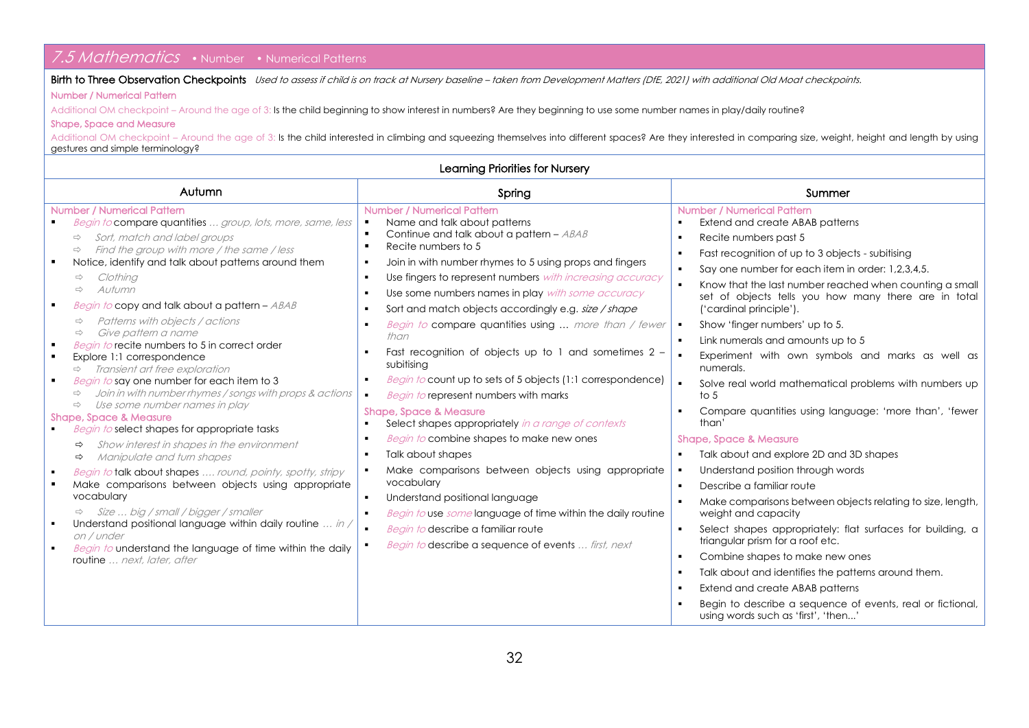# *7.5 Mathematics* • Number • Numerical Patterns

**Birth to Three Observation Checkpoints** *Used to assess if child is on track at Nursery baseline – taken from Development Matters (DfE, 2021) with additional Old Moat checkpoints.*

**Number / Numerical Pattern**

Additional OM checkpoint – Around the age of 3: Is the child beginning to show interest in numbers? Are they beginning to use some number names in play/daily routine?

**Shape, Space and Measure**

Additional OM checkpoint – Around the age of 3: Is the child interested in climbing and squeezing themselves into different spaces? Are they interested in comparing size, weight, height and length by using gestures and simple terminology?

## Learning Priorities for Nursery

| Autumn | Spring | Summer |
|---|---|---|
| **Number / Numerical Pattern**<br>▪ *Begin to* compare quantities *… group, lots, more, same, less*<br>⇨ *Sort, match and label groups*<br>⇨ *Find the group with more / the same / less*<br>▪ Notice, identify and talk about patterns around them<br>⇨ *Clothing*<br>⇨ *Autumn*<br>▪ *Begin to* copy and talk about a pattern – *ABAB*<br>⇨ *Patterns with objects / actions*<br>⇨ *Give pattern a name*<br>▪ *Begin to* recite numbers to 5 in correct order<br>▪ Explore 1:1 correspondence<br>⇨ *Transient art free exploration*<br>▪ *Begin to* say one number for each item to 3<br>⇨ *Join in with number rhymes / songs with props & actions*<br>⇨ *Use some number names in play*<br>**Shape, Space & Measure**<br>▪ *Begin to* select shapes for appropriate tasks<br>⇨ *Show interest in shapes in the environment*<br>⇨ *Manipulate and turn shapes*<br>▪ *Begin to* talk about shapes *…. round, pointy, spotty, stripy*<br>▪ Make comparisons between objects using appropriate vocabulary<br>⇨ *Size … big / small / bigger / smaller*<br>▪ Understand positional language within daily routine *… in / on / under*<br>▪ *Begin to* understand the language of time within the daily routine *… next, later, after* | **Number / Numerical Pattern**<br>▪ Name and talk about patterns<br>▪ Continue and talk about a pattern – *ABAB*<br>▪ Recite numbers to 5<br>▪ Join in with number rhymes to 5 using props and fingers<br>▪ Use fingers to represent numbers *with increasing accuracy*<br>▪ Use some numbers names in play *with some accuracy*<br>▪ Sort and match objects accordingly e.g. *size / shape*<br>▪ *Begin to* compare quantities using *… more than / fewer than*<br>▪ Fast recognition of objects up to 1 and sometimes 2 – subitising<br>▪ *Begin to* count up to sets of 5 objects (1:1 correspondence)<br>▪ *Begin to* represent numbers with marks<br>**Shape, Space & Measure**<br>▪ Select shapes appropriately *in a range of contexts*<br>▪ *Begin to* combine shapes to make new ones<br>▪ Talk about shapes<br>▪ Make comparisons between objects using appropriate vocabulary<br>▪ Understand positional language<br>▪ *Begin to* use *some* language of time within the daily routine<br>▪ *Begin to* describe a familiar route<br>▪ *Begin to* describe a sequence of events *… first, next* | **Number / Numerical Pattern**<br>▪ Extend and create ABAB patterns<br>▪ Recite numbers past 5<br>▪ Fast recognition of up to 3 objects - subitising<br>▪ Say one number for each item in order: 1,2,3,4,5.<br>▪ Know that the last number reached when counting a small set of objects tells you how many there are in total ('cardinal principle').<br>▪ Show 'finger numbers' up to 5.<br>▪ Link numerals and amounts up to 5<br>▪ Experiment with own symbols and marks as well as numerals.<br>▪ Solve real world mathematical problems with numbers up to 5<br>▪ Compare quantities using language: 'more than', 'fewer than'<br>**Shape, Space & Measure**<br>▪ Talk about and explore 2D and 3D shapes<br>▪ Understand position through words<br>▪ Describe a familiar route<br>▪ Make comparisons between objects relating to size, length, weight and capacity<br>▪ Select shapes appropriately: flat surfaces for building, a triangular prism for a roof etc.<br>▪ Combine shapes to make new ones<br>▪ Talk about and identifies the patterns around them.<br>▪ Extend and create ABAB patterns<br>▪ Begin to describe a sequence of events, real or fictional, using words such as 'first', 'then...' |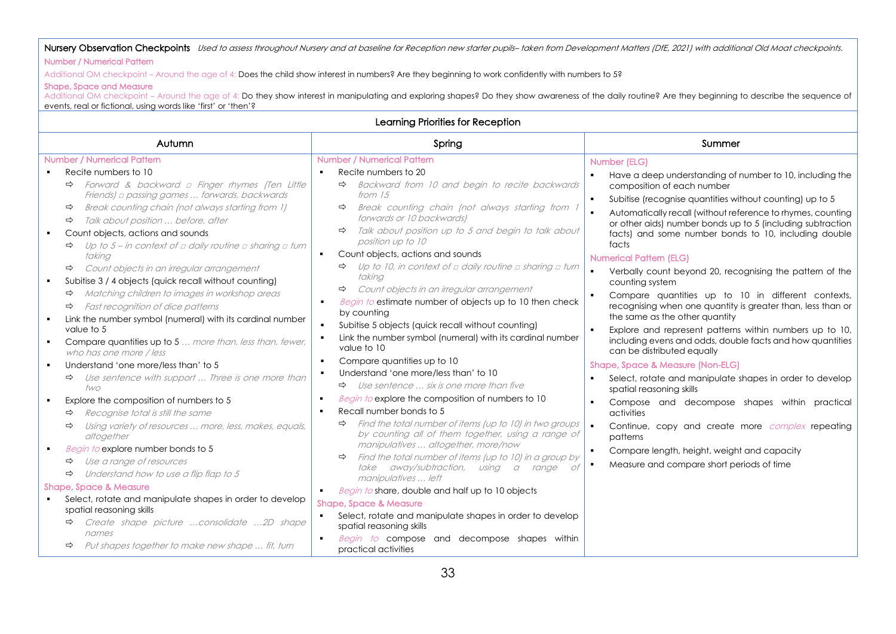**Nursery Observation Checkpoints** *Used to assess throughout Nursery and at baseline for Reception new starter pupils– taken from Development Matters (DfE, 2021) with additional Old Moat checkpoints.*

Number / Numerical Pattern

Additional OM checkpoint – Around the age of 4: Does the child show interest in numbers? Are they beginning to work confidently with numbers to 5?

Shape, Space and Measure

Additional OM checkpoint – Around the age of 4: Do they show interest in manipulating and exploring shapes? Do they show awareness of the daily routine? Are they beginning to describe the sequence of events, real or fictional, using words like 'first' or 'then'?

## Learning Priorities for Reception

| Autumn | Spring | Summer |
|---|---|---|
| **Number / Numerical Pattern**<br>▪ Recite numbers to 10<br>⇨ *Forward & backward □ Finger rhymes (Ten Little Friends) □ passing games … forwards, backwards*<br>⇨ *Break counting chain (not always starting from 1)*<br>⇨ *Talk about position … before, after*<br>▪ Count objects, actions and sounds<br>⇨ *Up to 5 – in context of □ daily routine □ sharing □ turn taking*<br>⇨ *Count objects in an irregular arrangement*<br>▪ Subitise 3 / 4 objects (quick recall without counting)<br>⇨ *Matching children to images in workshop areas*<br>⇨ *Fast recognition of dice patterns*<br>▪ Link the number symbol (numeral) with its cardinal number value to 5<br>▪ Compare quantities up to 5 *… more than, less than, fewer, who has one more / less*<br>▪ Understand 'one more/less than' to 5<br>⇨ *Use sentence with support … Three is one more than two*<br>▪ Explore the composition of numbers to 5<br>⇨ *Recognise total is still the same*<br>⇨ *Using variety of resources … more, less, makes, equals, altogether*<br>▪ *Begin to* explore number bonds to 5<br>⇨ *Use a range of resources*<br>⇨ *Understand how to use a flip flap to 5*<br>**Shape, Space & Measure**<br>▪ Select, rotate and manipulate shapes in order to develop spatial reasoning skills<br>⇨ *Create shape picture …consolidate …2D shape names*<br>⇨ *Put shapes together to make new shape … fit, turn* | **Number / Numerical Pattern**<br>▪ Recite numbers to 20<br>⇨ *Backward from 10 and begin to recite backwards from 15*<br>⇨ *Break counting chain (not always starting from 1 forwards or 10 backwards)*<br>⇨ *Talk about position up to 5 and begin to talk about position up to 10*<br>▪ Count objects, actions and sounds<br>⇨ *Up to 10, in context of □ daily routine □ sharing □ turn taking*<br>⇨ *Count objects in an irregular arrangement*<br>▪ *Begin to* estimate number of objects up to 10 then check by counting<br>▪ Subitise 5 objects (quick recall without counting)<br>▪ Link the number symbol (numeral) with its cardinal number value to 10<br>▪ Compare quantities up to 10<br>▪ Understand 'one more/less than' to 10<br>⇨ *Use sentence … six is one more than five*<br>▪ *Begin to* explore the composition of numbers to 10<br>▪ Recall number bonds to 5<br>⇨ *Find the total number of items (up to 10) in two groups by counting all of them together, using a range of manipulatives … altogether, more/now*<br>⇨ *Find the total number of items (up to 10) in a group by take away/subtraction, using a range of manipulatives … left*<br>▪ *Begin to* share, double and half up to 10 objects<br>**Shape, Space & Measure**<br>▪ Select, rotate and manipulate shapes in order to develop spatial reasoning skills<br>▪ *Begin to* compose and decompose shapes within practical activities | **Number (ELG)**<br>▪ Have a deep understanding of number to 10, including the composition of each number<br>▪ Subitise (recognise quantities without counting) up to 5<br>▪ Automatically recall (without reference to rhymes, counting or other aids) number bonds up to 5 (including subtraction facts) and some number bonds to 10, including double facts<br>**Numerical Pattern (ELG)**<br>▪ Verbally count beyond 20, recognising the pattern of the counting system<br>▪ Compare quantities up to 10 in different contexts, recognising when one quantity is greater than, less than or the same as the other quantity<br>▪ Explore and represent patterns within numbers up to 10, including evens and odds, double facts and how quantities can be distributed equally<br>**Shape, Space & Measure (Non-ELG)**<br>▪ Select, rotate and manipulate shapes in order to develop spatial reasoning skills<br>▪ Compose and decompose shapes within practical activities<br>▪ Continue, copy and create more *complex* repeating patterns<br>▪ Compare length, height, weight and capacity<br>▪ Measure and compare short periods of time |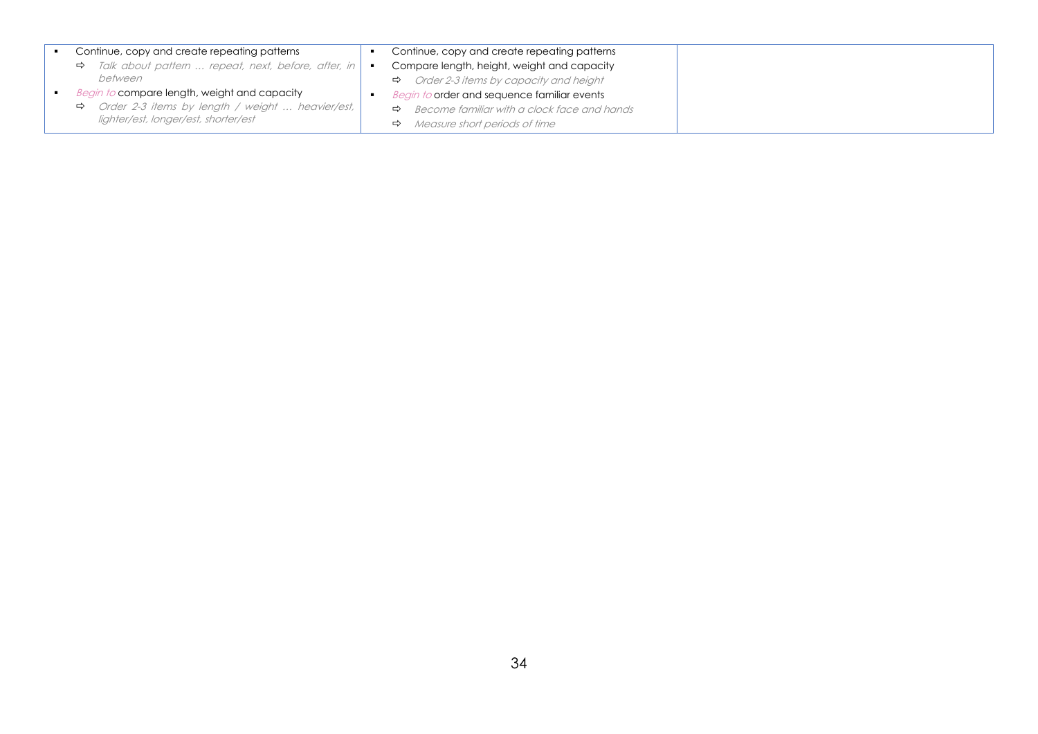| | | |
|---|---|---|
| ▪ Continue, copy and create repeating patterns<br>⇨ *Talk about pattern … repeat, next, before, after, in between*<br>▪ *Begin to* compare length, weight and capacity<br>⇨ *Order 2-3 items by length / weight … heavier/est, lighter/est, longer/est, shorter/est* | ▪ Continue, copy and create repeating patterns<br>▪ Compare length, height, weight and capacity<br>⇨ *Order 2-3 items by capacity and height*<br>▪ *Begin to* order and sequence familiar events<br>⇨ *Become familiar with a clock face and hands*<br>⇨ *Measure short periods of time* | |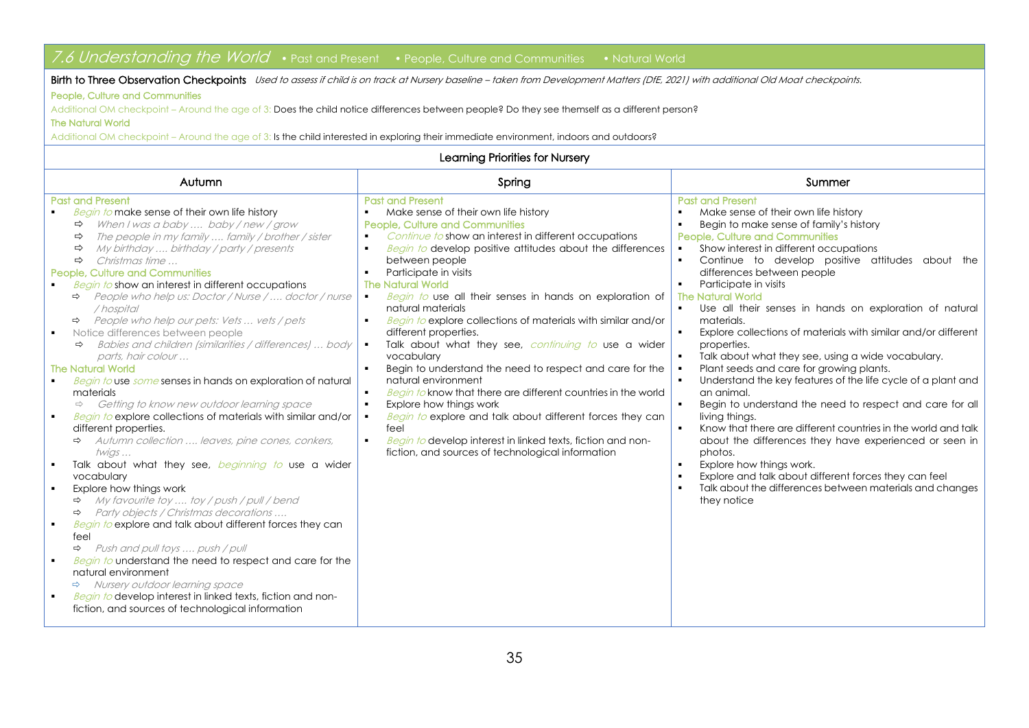# 7.6 Understanding the World • Past and Present • People, Culture and Communities • Natural World

**Birth to Three Observation Checkpoints** *Used to assess if child is on track at Nursery baseline – taken from Development Matters (DfE, 2021) with additional Old Moat checkpoints.*

**People, Culture and Communities**

Additional OM checkpoint – Around the age of 3: Does the child notice differences between people? Do they see themself as a different person?

**The Natural World**

Additional OM checkpoint – Around the age of 3: Is the child interested in exploring their immediate environment, indoors and outdoors?

## Learning Priorities for Nursery

| Autumn | Spring | Summer |
|---|---|---|
| **Past and Present**<br>▪ *Begin to* make sense of their own life history<br>⇨ *When I was a baby …. baby / new / grow*<br>⇨ *The people in my family …. family / brother / sister*<br>⇨ *My birthday …. birthday / party / presents*<br>⇨ *Christmas time …*<br>**People, Culture and Communities**<br>▪ *Begin to* show an interest in different occupations<br>⇨ *People who help us: Doctor / Nurse / …. doctor / nurse / hospital*<br>⇨ *People who help our pets: Vets … vets / pets*<br>▪ Notice differences between people<br>⇨ *Babies and children (similarities / differences) … body parts, hair colour …*<br>**The Natural World**<br>▪ *Begin to* use *some* senses in hands on exploration of natural materials<br>⇨ *Getting to know new outdoor learning space*<br>▪ *Begin to* explore collections of materials with similar and/or different properties.<br>⇨ *Autumn collection …. leaves, pine cones, conkers, twigs …*<br>▪ Talk about what they see, *beginning to* use a wider vocabulary<br>▪ Explore how things work<br>⇨ *My favourite toy …. toy / push / pull / bend*<br>⇨ *Party objects / Christmas decorations ….*<br>▪ *Begin to* explore and talk about different forces they can feel<br>⇨ *Push and pull toys …. push / pull*<br>▪ *Begin to* understand the need to respect and care for the natural environment<br>⇨ *Nursery outdoor learning space*<br>▪ *Begin to* develop interest in linked texts, fiction and non-fiction, and sources of technological information | **Past and Present**<br>▪ Make sense of their own life history<br>**People, Culture and Communities**<br>▪ *Continue to* show an interest in different occupations<br>▪ *Begin to* develop positive attitudes about the differences between people<br>▪ Participate in visits<br>**The Natural World**<br>▪ *Begin to* use all their senses in hands on exploration of natural materials<br>▪ *Begin to* explore collections of materials with similar and/or different properties.<br>▪ Talk about what they see, *continuing to* use a wider vocabulary<br>▪ Begin to understand the need to respect and care for the natural environment<br>▪ *Begin to* know that there are different countries in the world<br>▪ Explore how things work<br>▪ *Begin to* explore and talk about different forces they can feel<br>▪ *Begin to* develop interest in linked texts, fiction and non-fiction, and sources of technological information | **Past and Present**<br>▪ Make sense of their own life history<br>▪ Begin to make sense of family's history<br>**People, Culture and Communities**<br>▪ Show interest in different occupations<br>▪ Continue to develop positive attitudes about the differences between people<br>▪ Participate in visits<br>**The Natural World**<br>▪ Use all their senses in hands on exploration of natural materials.<br>▪ Explore collections of materials with similar and/or different properties.<br>▪ Talk about what they see, using a wide vocabulary.<br>▪ Plant seeds and care for growing plants.<br>▪ Understand the key features of the life cycle of a plant and an animal.<br>▪ Begin to understand the need to respect and care for all living things.<br>▪ Know that there are different countries in the world and talk about the differences they have experienced or seen in photos.<br>▪ Explore how things work.<br>▪ Explore and talk about different forces they can feel<br>▪ Talk about the differences between materials and changes they notice |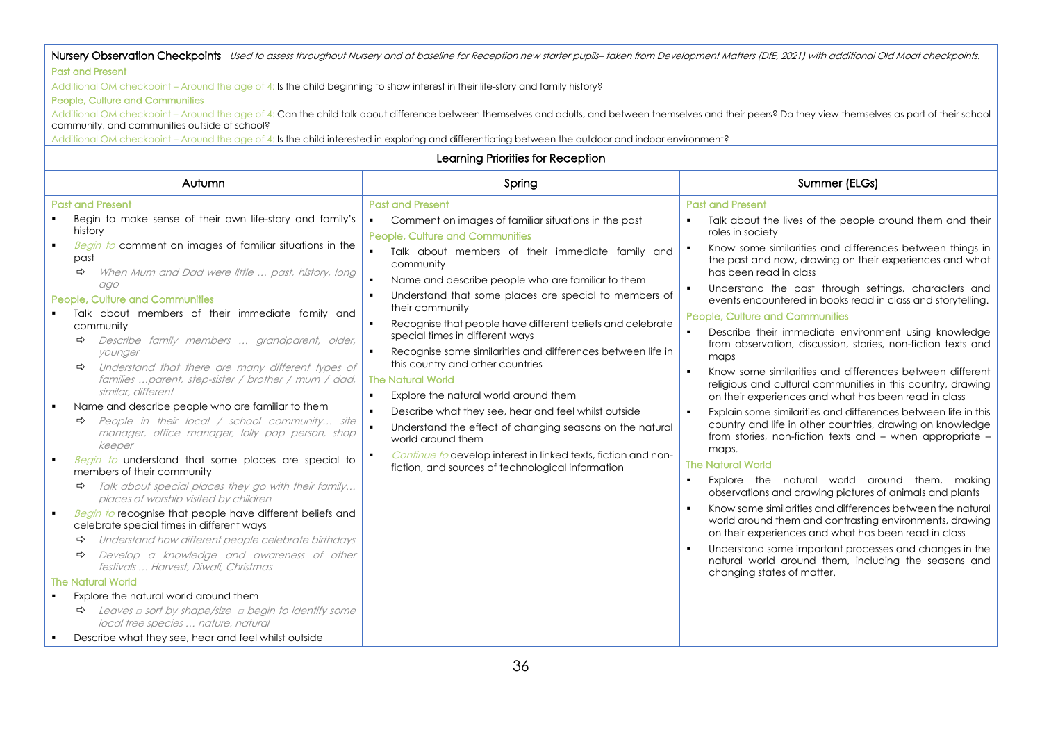**Nursery Observation Checkpoints** *Used to assess throughout Nursery and at baseline for Reception new starter pupils– taken from Development Matters (DfE, 2021) with additional Old Moat checkpoints.*

**Past and Present**

Additional OM checkpoint – Around the age of 4: Is the child beginning to show interest in their life-story and family history?

**People, Culture and Communities**

Additional OM checkpoint – Around the age of 4: Can the child talk about difference between themselves and adults, and between themselves and their peers? Do they view themselves as part of their school community, and communities outside of school?

Additional OM checkpoint – Around the age of 4: Is the child interested in exploring and differentiating between the outdoor and indoor environment?

## Learning Priorities for Reception

| Autumn | Spring | Summer (ELGs) |
|---|---|---|
| **Past and Present**<br>▪ Begin to make sense of their own life-story and family's history<br>▪ *Begin to* comment on images of familiar situations in the past<br>⇨ *When Mum and Dad were little … past, history, long ago*<br>**People, Culture and Communities**<br>▪ Talk about members of their immediate family and community<br>⇨ *Describe family members … grandparent, older, younger*<br>⇨ *Understand that there are many different types of families …parent, step-sister / brother / mum / dad, similar, different*<br>▪ Name and describe people who are familiar to them<br>⇨ *People in their local / school community… site manager, office manager, lolly pop person, shop keeper*<br>▪ *Begin to* understand that some places are special to members of their community<br>⇨ *Talk about special places they go with their family… places of worship visited by children*<br>▪ *Begin to* recognise that people have different beliefs and celebrate special times in different ways<br>⇨ *Understand how different people celebrate birthdays*<br>⇨ *Develop a knowledge and awareness of other festivals … Harvest, Diwali, Christmas*<br>**The Natural World**<br>▪ Explore the natural world around them<br>⇨ *Leaves ▫ sort by shape/size ▫ begin to identify some local tree species … nature, natural*<br>▪ Describe what they see, hear and feel whilst outside | **Past and Present**<br>▪ Comment on images of familiar situations in the past<br>**People, Culture and Communities**<br>▪ Talk about members of their immediate family and community<br>▪ Name and describe people who are familiar to them<br>▪ Understand that some places are special to members of their community<br>▪ Recognise that people have different beliefs and celebrate special times in different ways<br>▪ Recognise some similarities and differences between life in this country and other countries<br>**The Natural World**<br>▪ Explore the natural world around them<br>▪ Describe what they see, hear and feel whilst outside<br>▪ Understand the effect of changing seasons on the natural world around them<br>▪ *Continue to* develop interest in linked texts, fiction and non-fiction, and sources of technological information | **Past and Present**<br>▪ Talk about the lives of the people around them and their roles in society<br>▪ Know some similarities and differences between things in the past and now, drawing on their experiences and what has been read in class<br>▪ Understand the past through settings, characters and events encountered in books read in class and storytelling.<br>**People, Culture and Communities**<br>▪ Describe their immediate environment using knowledge from observation, discussion, stories, non-fiction texts and maps<br>▪ Know some similarities and differences between different religious and cultural communities in this country, drawing on their experiences and what has been read in class<br>▪ Explain some similarities and differences between life in this country and life in other countries, drawing on knowledge from stories, non-fiction texts and – when appropriate – maps.<br>**The Natural World**<br>▪ Explore the natural world around them, making observations and drawing pictures of animals and plants<br>▪ Know some similarities and differences between the natural world around them and contrasting environments, drawing on their experiences and what has been read in class<br>▪ Understand some important processes and changes in the natural world around them, including the seasons and changing states of matter. |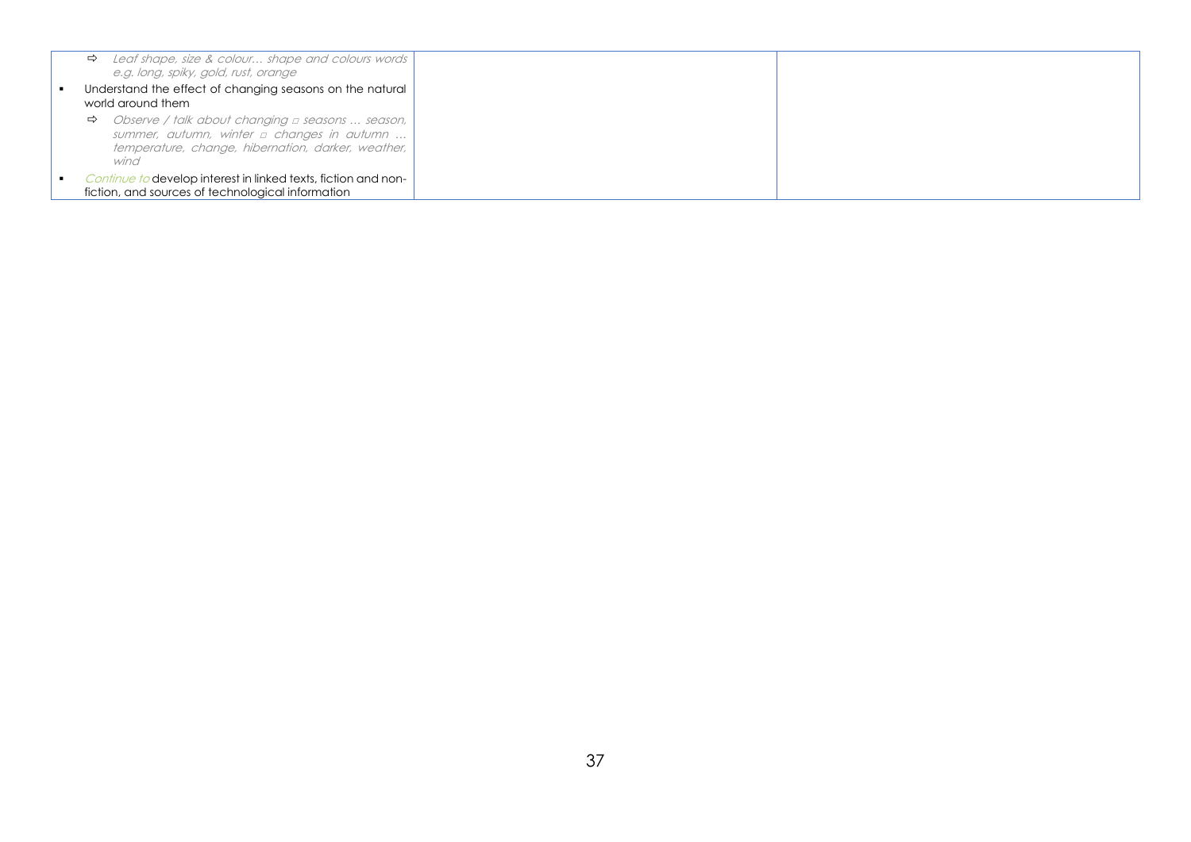| | | |
|---|---|---|
| ⇨ *Leaf shape, size & colour… shape and colours words e.g. long, spiky, gold, rust, orange*<br>▪ Understand the effect of changing seasons on the natural world around them<br>⇨ *Observe / talk about changing □ seasons … season, summer, autumn, winter □ changes in autumn … temperature, change, hibernation, darker, weather, wind*<br>▪ *Continue to* develop interest in linked texts, fiction and non-fiction, and sources of technological information | | |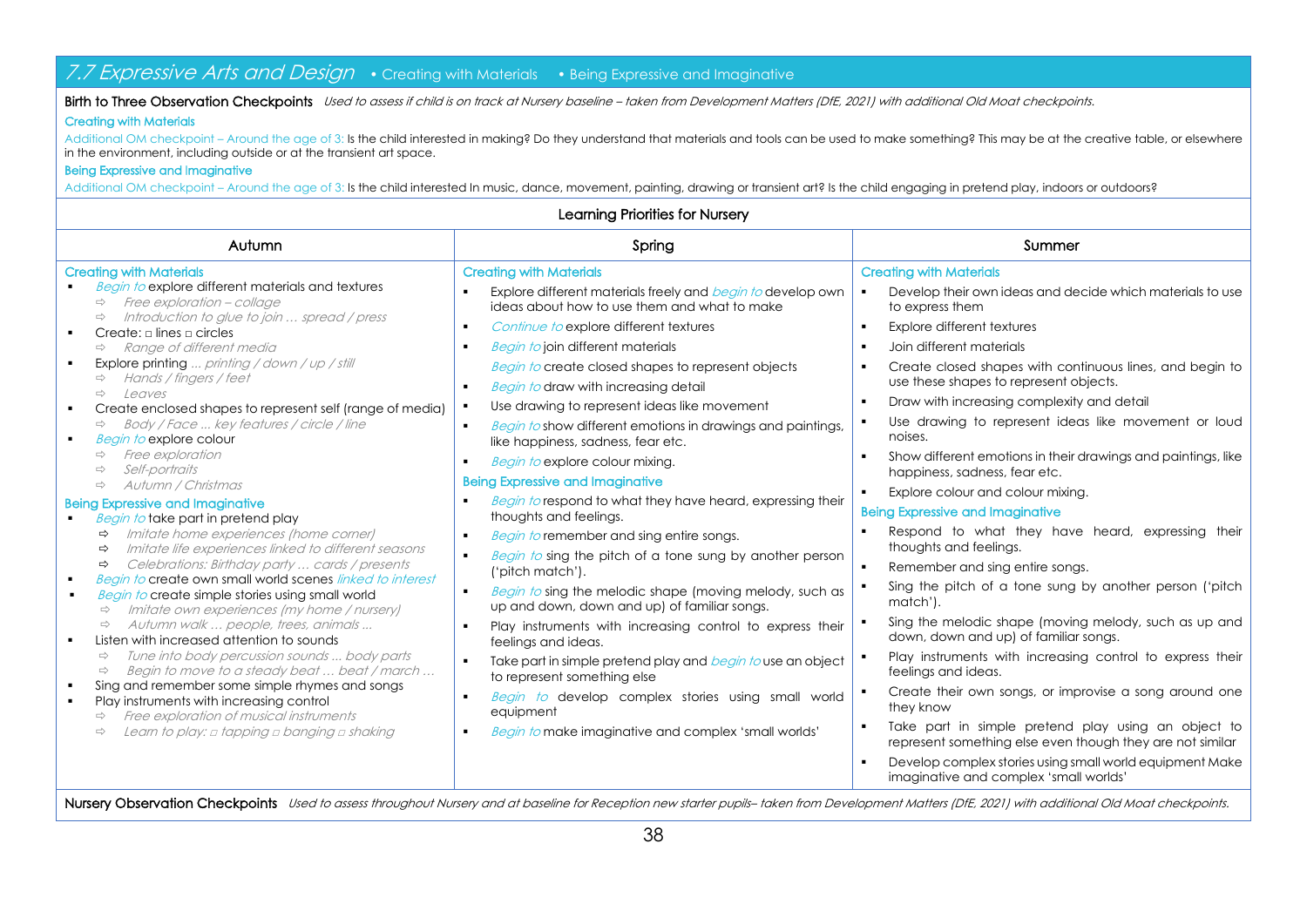## 7.7 Expressive Arts and Design • Creating with Materials • Being Expressive and Imaginative

**Birth to Three Observation Checkpoints** *Used to assess if child is on track at Nursery baseline – taken from Development Matters (DfE, 2021) with additional Old Moat checkpoints.*

**Creating with Materials**

Additional OM checkpoint – Around the age of 3: Is the child interested in making? Do they understand that materials and tools can be used to make something? This may be at the creative table, or elsewhere in the environment, including outside or at the transient art space.

**Being Expressive and Imaginative**

Additional OM checkpoint – Around the age of 3: Is the child interested In music, dance, movement, painting, drawing or transient art? Is the child engaging in pretend play, indoors or outdoors?

### Learning Priorities for Nursery

| Autumn | Spring | Summer |
|---|---|---|
| **Creating with Materials**<br>▪ *Begin to* explore different materials and textures<br>⇨ *Free exploration – collage*<br>⇨ *Introduction to glue to join … spread / press*<br>▪ Create: □ lines □ circles<br>⇨ *Range of different media*<br>▪ Explore printing *… printing / down / up / still*<br>⇨ *Hands / fingers / feet*<br>⇨ *Leaves*<br>▪ Create enclosed shapes to represent self (range of media)<br>⇨ *Body / Face … key features / circle / line*<br>▪ *Begin to* explore colour<br>⇨ *Free exploration*<br>⇨ *Self-portraits*<br>⇨ *Autumn / Christmas*<br>**Being Expressive and Imaginative**<br>▪ *Begin to* take part in pretend play<br>⇨ *Imitate home experiences (home corner)*<br>⇨ *Imitate life experiences linked to different seasons*<br>⇨ *Celebrations: Birthday party … cards / presents*<br>▪ *Begin to* create own small world scenes *linked to interest*<br>▪ *Begin to* create simple stories using small world<br>⇨ *Imitate own experiences (my home / nursery)*<br>⇨ *Autumn walk … people, trees, animals …*<br>▪ Listen with increased attention to sounds<br>⇨ *Tune into body percussion sounds … body parts*<br>⇨ *Begin to move to a steady beat … beat / march …*<br>▪ Sing and remember some simple rhymes and songs<br>▪ Play instruments with increasing control<br>⇨ *Free exploration of musical instruments*<br>⇨ *Learn to play: □ tapping □ banging □ shaking* | **Creating with Materials**<br>▪ Explore different materials freely and *begin to* develop own ideas about how to use them and what to make<br>▪ *Continue to* explore different textures<br>▪ *Begin to* join different materials<br>*Begin to* create closed shapes to represent objects<br>▪ *Begin to* draw with increasing detail<br>▪ Use drawing to represent ideas like movement<br>▪ *Begin to* show different emotions in drawings and paintings, like happiness, sadness, fear etc.<br>▪ *Begin to* explore colour mixing.<br>**Being Expressive and Imaginative**<br>▪ *Begin to* respond to what they have heard, expressing their thoughts and feelings.<br>▪ *Begin to* remember and sing entire songs.<br>▪ *Begin to* sing the pitch of a tone sung by another person ('pitch match').<br>▪ *Begin to* sing the melodic shape (moving melody, such as up and down, down and up) of familiar songs.<br>▪ Play instruments with increasing control to express their feelings and ideas.<br>▪ Take part in simple pretend play and *begin to* use an object to represent something else<br>▪ *Begin to* develop complex stories using small world equipment<br>▪ *Begin to* make imaginative and complex 'small worlds' | **Creating with Materials**<br>▪ Develop their own ideas and decide which materials to use to express them<br>▪ Explore different textures<br>▪ Join different materials<br>▪ Create closed shapes with continuous lines, and begin to use these shapes to represent objects.<br>▪ Draw with increasing complexity and detail<br>▪ Use drawing to represent ideas like movement or loud noises.<br>▪ Show different emotions in their drawings and paintings, like happiness, sadness, fear etc.<br>▪ Explore colour and colour mixing.<br>**Being Expressive and Imaginative**<br>▪ Respond to what they have heard, expressing their thoughts and feelings.<br>▪ Remember and sing entire songs.<br>▪ Sing the pitch of a tone sung by another person ('pitch match').<br>▪ Sing the melodic shape (moving melody, such as up and down, down and up) of familiar songs.<br>▪ Play instruments with increasing control to express their feelings and ideas.<br>▪ Create their own songs, or improvise a song around one they know<br>▪ Take part in simple pretend play using an object to represent something else even though they are not similar<br>▪ Develop complex stories using small world equipment Make imaginative and complex 'small worlds' |

**Nursery Observation Checkpoints** *Used to assess throughout Nursery and at baseline for Reception new starter pupils– taken from Development Matters (DfE, 2021) with additional Old Moat checkpoints.*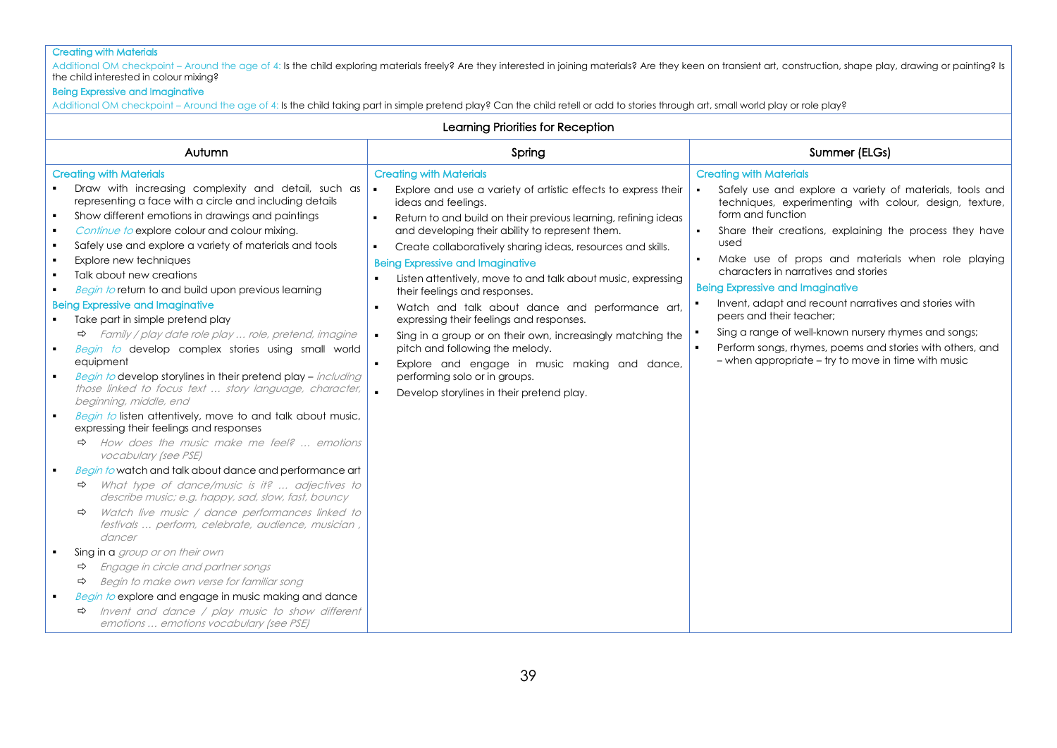Creating with Materials

Additional OM checkpoint – Around the age of 4: Is the child exploring materials freely? Are they interested in joining materials? Are they keen on transient art, construction, shape play, drawing or painting? Is the child interested in colour mixing?

Being Expressive and Imaginative

Additional OM checkpoint – Around the age of 4: Is the child taking part in simple pretend play? Can the child retell or add to stories through art, small world play or role play?

| Learning Priorities for Reception | | |
|---|---|---|
| **Autumn** | **Spring** | **Summer (ELGs)** |
| **Creating with Materials**<br>▪ Draw with increasing complexity and detail, such as representing a face with a circle and including details<br>▪ Show different emotions in drawings and paintings<br>▪ *Continue to* explore colour and colour mixing.<br>▪ Safely use and explore a variety of materials and tools<br>▪ Explore new techniques<br>▪ Talk about new creations<br>▪ *Begin to* return to and build upon previous learning<br>**Being Expressive and Imaginative**<br>▪ Take part in simple pretend play<br>⇨ *Family / play date role play … role, pretend, imagine*<br>▪ *Begin to* develop complex stories using small world equipment<br>▪ *Begin to* develop storylines in their pretend play – *including those linked to focus text … story language, character, beginning, middle, end*<br>▪ *Begin to* listen attentively, move to and talk about music, expressing their feelings and responses<br>⇨ *How does the music make me feel? … emotions vocabulary (see PSE)*<br>▪ *Begin to* watch and talk about dance and performance art<br>⇨ *What type of dance/music is it? … adjectives to describe music; e.g. happy, sad, slow, fast, bouncy*<br>⇨ *Watch live music / dance performances linked to festivals … perform, celebrate, audience, musician , dancer*<br>▪ Sing in a *group or on their own*<br>⇨ *Engage in circle and partner songs*<br>⇨ *Begin to make own verse for familiar song*<br>▪ *Begin to* explore and engage in music making and dance<br>⇨ *Invent and dance / play music to show different emotions … emotions vocabulary (see PSE)* | **Creating with Materials**<br>▪ Explore and use a variety of artistic effects to express their ideas and feelings.<br>▪ Return to and build on their previous learning, refining ideas and developing their ability to represent them.<br>▪ Create collaboratively sharing ideas, resources and skills.<br>**Being Expressive and Imaginative**<br>▪ Listen attentively, move to and talk about music, expressing their feelings and responses.<br>▪ Watch and talk about dance and performance art, expressing their feelings and responses.<br>▪ Sing in a group or on their own, increasingly matching the pitch and following the melody.<br>▪ Explore and engage in music making and dance, performing solo or in groups.<br>▪ Develop storylines in their pretend play. | **Creating with Materials**<br>▪ Safely use and explore a variety of materials, tools and techniques, experimenting with colour, design, texture, form and function<br>▪ Share their creations, explaining the process they have used<br>▪ Make use of props and materials when role playing characters in narratives and stories<br>**Being Expressive and Imaginative**<br>▪ Invent, adapt and recount narratives and stories with peers and their teacher;<br>▪ Sing a range of well-known nursery rhymes and songs;<br>▪ Perform songs, rhymes, poems and stories with others, and – when appropriate – try to move in time with music |